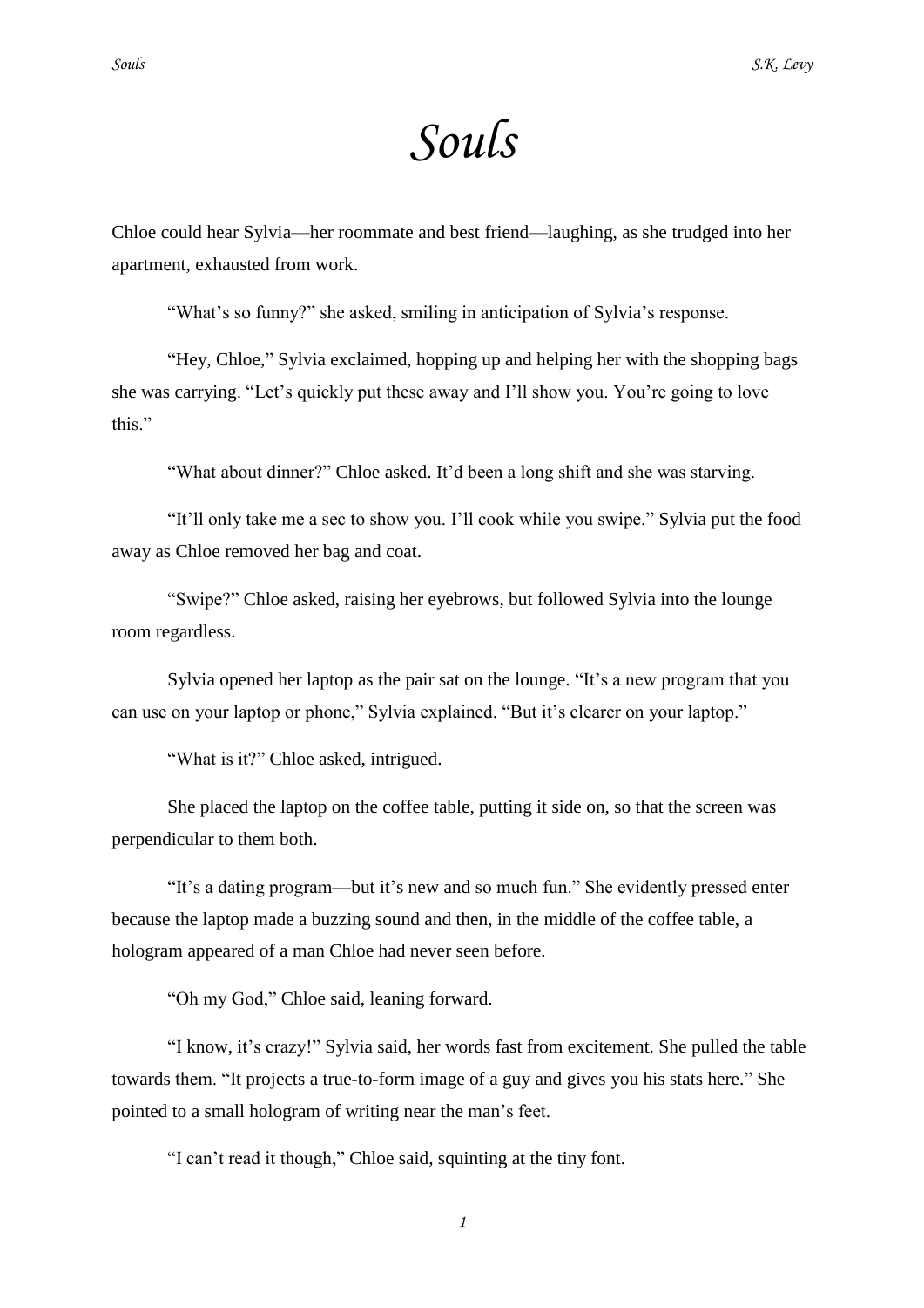# *Souls*

Chloe could hear Sylvia—her roommate and best friend—laughing, as she trudged into her apartment, exhausted from work.

"What's so funny?" she asked, smiling in anticipation of Sylvia's response.

"Hey, Chloe," Sylvia exclaimed, hopping up and helping her with the shopping bags she was carrying. "Let's quickly put these away and I'll show you. You're going to love this."

"What about dinner?" Chloe asked. It'd been a long shift and she was starving.

"It'll only take me a sec to show you. I'll cook while you swipe." Sylvia put the food away as Chloe removed her bag and coat.

"Swipe?" Chloe asked, raising her eyebrows, but followed Sylvia into the lounge room regardless.

Sylvia opened her laptop as the pair sat on the lounge. "It's a new program that you can use on your laptop or phone," Sylvia explained. "But it's clearer on your laptop."

"What is it?" Chloe asked, intrigued.

She placed the laptop on the coffee table, putting it side on, so that the screen was perpendicular to them both.

"It's a dating program—but it's new and so much fun." She evidently pressed enter because the laptop made a buzzing sound and then, in the middle of the coffee table, a hologram appeared of a man Chloe had never seen before.

"Oh my God," Chloe said, leaning forward.

"I know, it's crazy!" Sylvia said, her words fast from excitement. She pulled the table towards them. "It projects a true-to-form image of a guy and gives you his stats here." She pointed to a small hologram of writing near the man's feet.

"I can't read it though," Chloe said, squinting at the tiny font.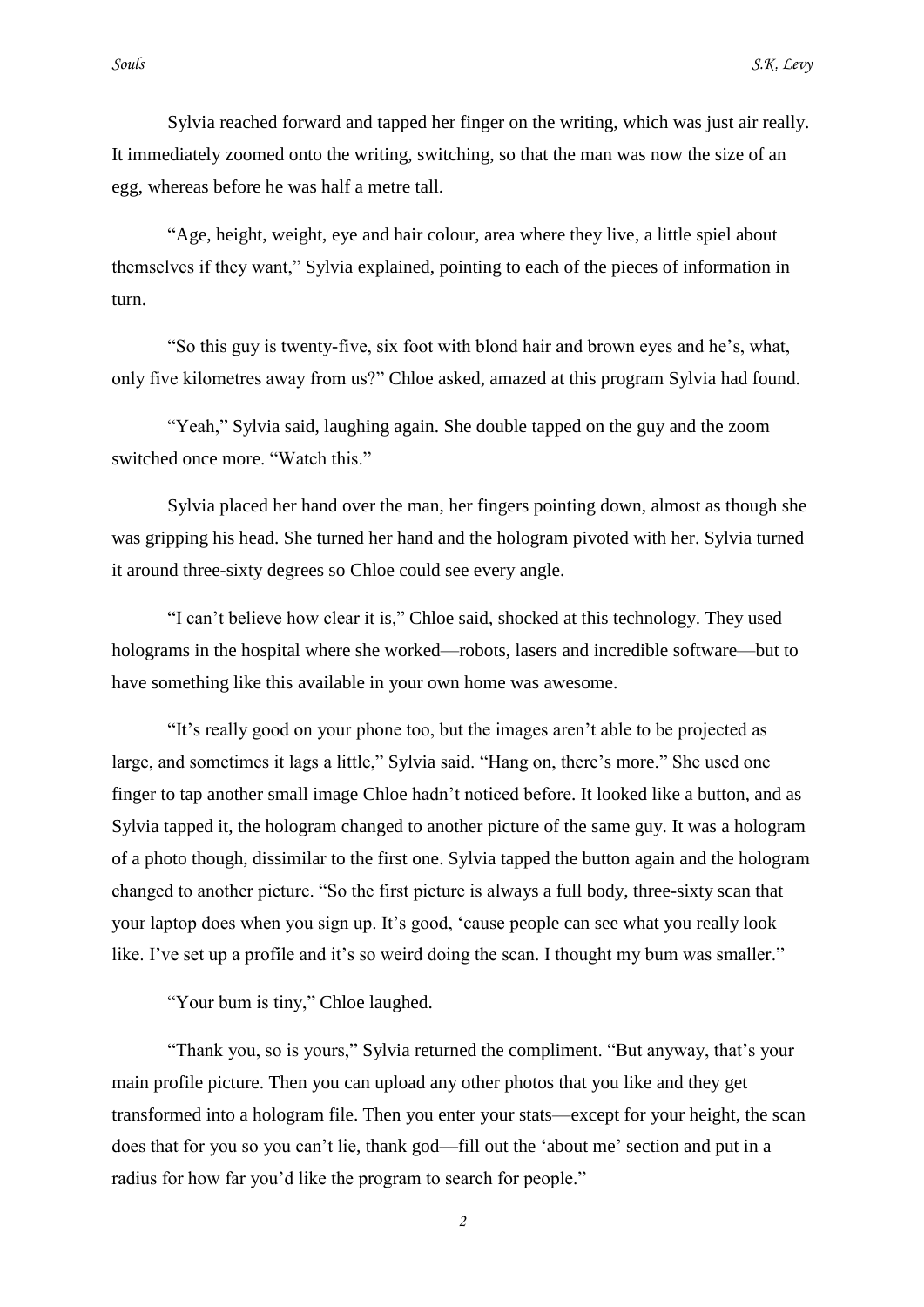Sylvia reached forward and tapped her finger on the writing, which was just air really. It immediately zoomed onto the writing, switching, so that the man was now the size of an egg, whereas before he was half a metre tall.

"Age, height, weight, eye and hair colour, area where they live, a little spiel about themselves if they want," Sylvia explained, pointing to each of the pieces of information in turn.

"So this guy is twenty-five, six foot with blond hair and brown eyes and he's, what, only five kilometres away from us?" Chloe asked, amazed at this program Sylvia had found.

"Yeah," Sylvia said, laughing again. She double tapped on the guy and the zoom switched once more. "Watch this."

Sylvia placed her hand over the man, her fingers pointing down, almost as though she was gripping his head. She turned her hand and the hologram pivoted with her. Sylvia turned it around three-sixty degrees so Chloe could see every angle.

"I can't believe how clear it is," Chloe said, shocked at this technology. They used holograms in the hospital where she worked—robots, lasers and incredible software—but to have something like this available in your own home was awesome.

"It's really good on your phone too, but the images aren't able to be projected as large, and sometimes it lags a little," Sylvia said. "Hang on, there's more." She used one finger to tap another small image Chloe hadn't noticed before. It looked like a button, and as Sylvia tapped it, the hologram changed to another picture of the same guy. It was a hologram of a photo though, dissimilar to the first one. Sylvia tapped the button again and the hologram changed to another picture. "So the first picture is always a full body, three-sixty scan that your laptop does when you sign up. It's good, 'cause people can see what you really look like. I've set up a profile and it's so weird doing the scan. I thought my bum was smaller."

"Your bum is tiny," Chloe laughed.

"Thank you, so is yours," Sylvia returned the compliment. "But anyway, that's your main profile picture. Then you can upload any other photos that you like and they get transformed into a hologram file. Then you enter your stats—except for your height, the scan does that for you so you can't lie, thank god—fill out the 'about me' section and put in a radius for how far you'd like the program to search for people."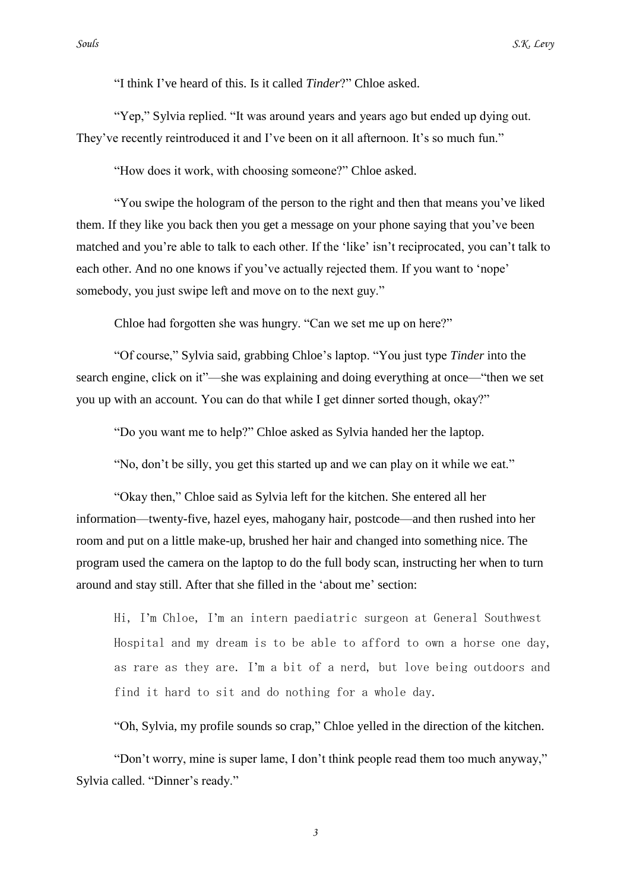"I think I've heard of this. Is it called *Tinder*?" Chloe asked.

"Yep," Sylvia replied. "It was around years and years ago but ended up dying out. They've recently reintroduced it and I've been on it all afternoon. It's so much fun."

"How does it work, with choosing someone?" Chloe asked.

"You swipe the hologram of the person to the right and then that means you've liked them. If they like you back then you get a message on your phone saying that you've been matched and you're able to talk to each other. If the 'like' isn't reciprocated, you can't talk to each other. And no one knows if you've actually rejected them. If you want to 'nope' somebody, you just swipe left and move on to the next guy."

Chloe had forgotten she was hungry. "Can we set me up on here?"

"Of course," Sylvia said, grabbing Chloe's laptop. "You just type *Tinder* into the search engine, click on it"—she was explaining and doing everything at once—"then we set you up with an account. You can do that while I get dinner sorted though, okay?"

"Do you want me to help?" Chloe asked as Sylvia handed her the laptop.

"No, don't be silly, you get this started up and we can play on it while we eat."

"Okay then," Chloe said as Sylvia left for the kitchen. She entered all her information—twenty-five, hazel eyes, mahogany hair, postcode—and then rushed into her room and put on a little make-up, brushed her hair and changed into something nice. The program used the camera on the laptop to do the full body scan, instructing her when to turn around and stay still. After that she filled in the 'about me' section:

> Hi, I'm Chloe, I'm an intern paediatric surgeon at General Southwest Hospital and my dream is to be able to afford to own a horse one day, as rare as they are. I'm a bit of a nerd, but love being outdoors and find it hard to sit and do nothing for a whole day.

"Oh, Sylvia, my profile sounds so crap," Chloe yelled in the direction of the kitchen.

"Don't worry, mine is super lame, I don't think people read them too much anyway," Sylvia called. "Dinner's ready."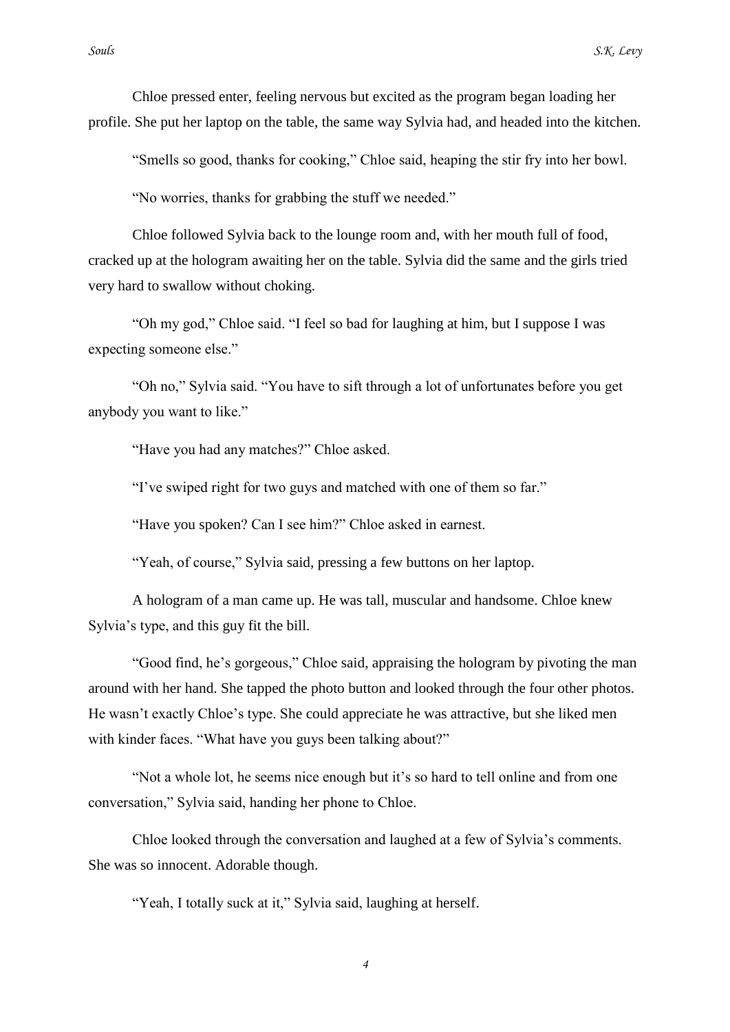Chloe pressed enter, feeling nervous but excited as the program began loading her profile. She put her laptop on the table, the same way Sylvia had, and headed into the kitchen.

"Smells so good, thanks for cooking," Chloe said, heaping the stir fry into her bowl.

"No worries, thanks for grabbing the stuff we needed."

Chloe followed Sylvia back to the lounge room and, with her mouth full of food, cracked up at the hologram awaiting her on the table. Sylvia did the same and the girls tried very hard to swallow without choking.

"Oh my god," Chloe said. "I feel so bad for laughing at him, but I suppose I was expecting someone else."

"Oh no," Sylvia said. "You have to sift through a lot of unfortunates before you get anybody you want to like."

"Have you had any matches?" Chloe asked.

"I've swiped right for two guys and matched with one of them so far."

"Have you spoken? Can I see him?" Chloe asked in earnest.

"Yeah, of course," Sylvia said, pressing a few buttons on her laptop.

A hologram of a man came up. He was tall, muscular and handsome. Chloe knew Sylvia's type, and this guy fit the bill.

"Good find, he's gorgeous," Chloe said, appraising the hologram by pivoting the man around with her hand. She tapped the photo button and looked through the four other photos. He wasn't exactly Chloe's type. She could appreciate he was attractive, but she liked men with kinder faces. "What have you guys been talking about?"

"Not a whole lot, he seems nice enough but it's so hard to tell online and from one conversation," Sylvia said, handing her phone to Chloe.

Chloe looked through the conversation and laughed at a few of Sylvia's comments. She was so innocent. Adorable though.

"Yeah, I totally suck at it," Sylvia said, laughing at herself.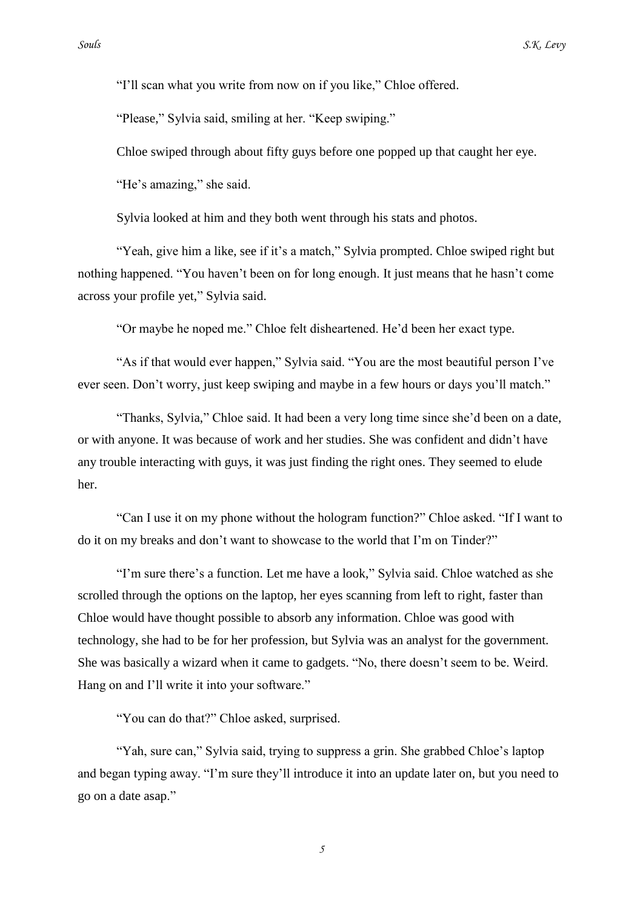"I'll scan what you write from now on if you like," Chloe offered.

"Please," Sylvia said, smiling at her. "Keep swiping."

Chloe swiped through about fifty guys before one popped up that caught her eye.

"He's amazing," she said.

Sylvia looked at him and they both went through his stats and photos.

"Yeah, give him a like, see if it's a match," Sylvia prompted. Chloe swiped right but nothing happened. "You haven't been on for long enough. It just means that he hasn't come across your profile yet," Sylvia said.

"Or maybe he noped me." Chloe felt disheartened. He'd been her exact type.

"As if that would ever happen," Sylvia said. "You are the most beautiful person I've ever seen. Don't worry, just keep swiping and maybe in a few hours or days you'll match."

"Thanks, Sylvia," Chloe said. It had been a very long time since she'd been on a date, or with anyone. It was because of work and her studies. She was confident and didn't have any trouble interacting with guys, it was just finding the right ones. They seemed to elude her.

"Can I use it on my phone without the hologram function?" Chloe asked. "If I want to do it on my breaks and don't want to showcase to the world that I'm on Tinder?"

"I'm sure there's a function. Let me have a look," Sylvia said. Chloe watched as she scrolled through the options on the laptop, her eyes scanning from left to right, faster than Chloe would have thought possible to absorb any information. Chloe was good with technology, she had to be for her profession, but Sylvia was an analyst for the government. She was basically a wizard when it came to gadgets. "No, there doesn't seem to be. Weird. Hang on and I'll write it into your software."

"You can do that?" Chloe asked, surprised.

"Yah, sure can," Sylvia said, trying to suppress a grin. She grabbed Chloe's laptop and began typing away. "I'm sure they'll introduce it into an update later on, but you need to go on a date asap."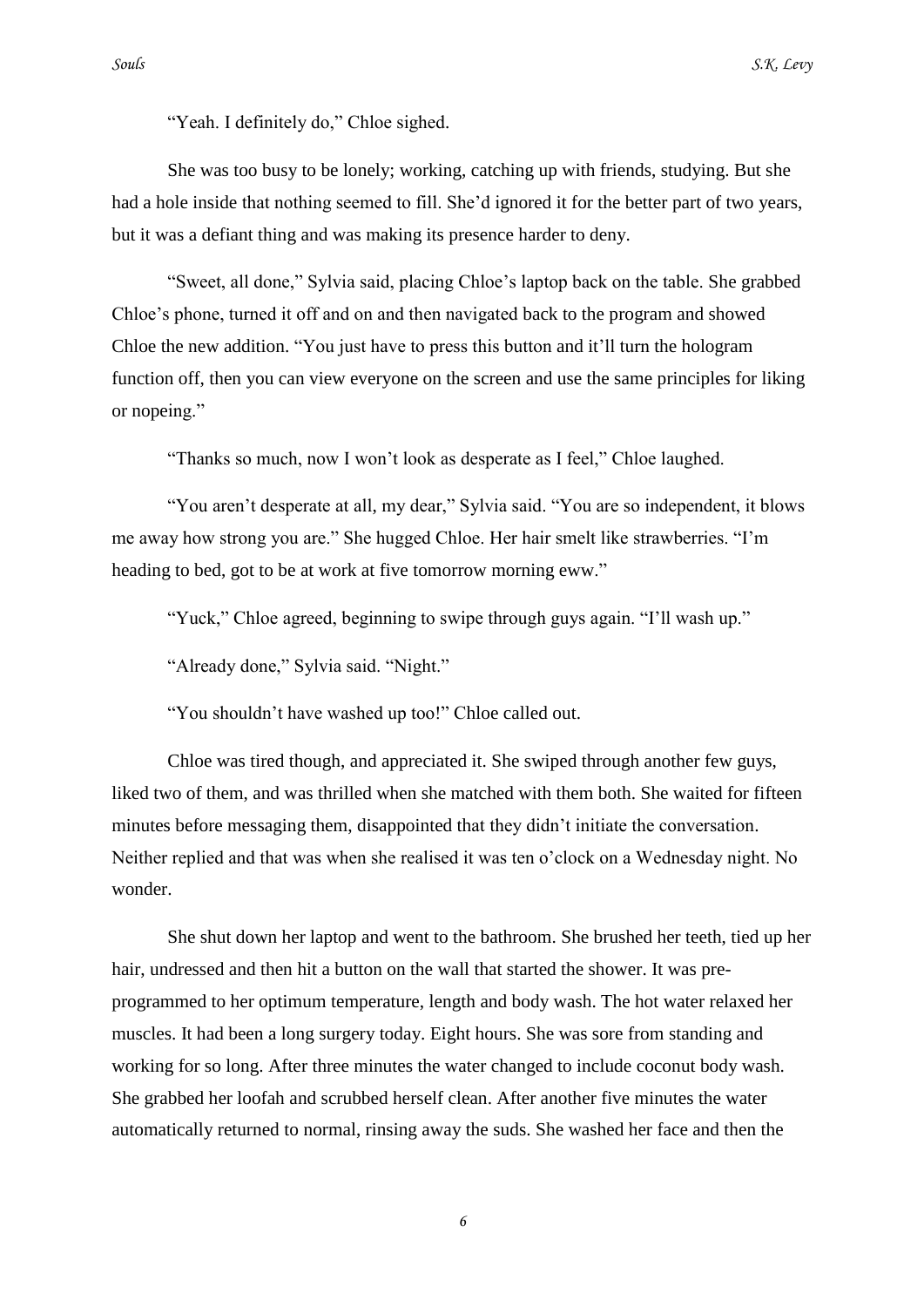"Yeah. I definitely do," Chloe sighed.

She was too busy to be lonely; working, catching up with friends, studying. But she had a hole inside that nothing seemed to fill. She'd ignored it for the better part of two years, but it was a defiant thing and was making its presence harder to deny.

"Sweet, all done," Sylvia said, placing Chloe's laptop back on the table. She grabbed Chloe's phone, turned it off and on and then navigated back to the program and showed Chloe the new addition. "You just have to press this button and it'll turn the hologram function off, then you can view everyone on the screen and use the same principles for liking or nopeing."

"Thanks so much, now I won't look as desperate as I feel," Chloe laughed.

"You aren't desperate at all, my dear," Sylvia said. "You are so independent, it blows me away how strong you are." She hugged Chloe. Her hair smelt like strawberries. "I'm heading to bed, got to be at work at five tomorrow morning eww."

"Yuck," Chloe agreed, beginning to swipe through guys again. "I'll wash up."

"Already done," Sylvia said. "Night."

"You shouldn't have washed up too!" Chloe called out.

Chloe was tired though, and appreciated it. She swiped through another few guys, liked two of them, and was thrilled when she matched with them both. She waited for fifteen minutes before messaging them, disappointed that they didn't initiate the conversation. Neither replied and that was when she realised it was ten o'clock on a Wednesday night. No wonder.

She shut down her laptop and went to the bathroom. She brushed her teeth, tied up her hair, undressed and then hit a button on the wall that started the shower. It was pre-programmed to her optimum temperature, length and body wash. The hot water relaxed her muscles. It had been a long surgery today. Eight hours. She was sore from standing and working for so long. After three minutes the water changed to include coconut body wash. She grabbed her loofah and scrubbed herself clean. After another five minutes the water automatically returned to normal, rinsing away the suds. She washed her face and then the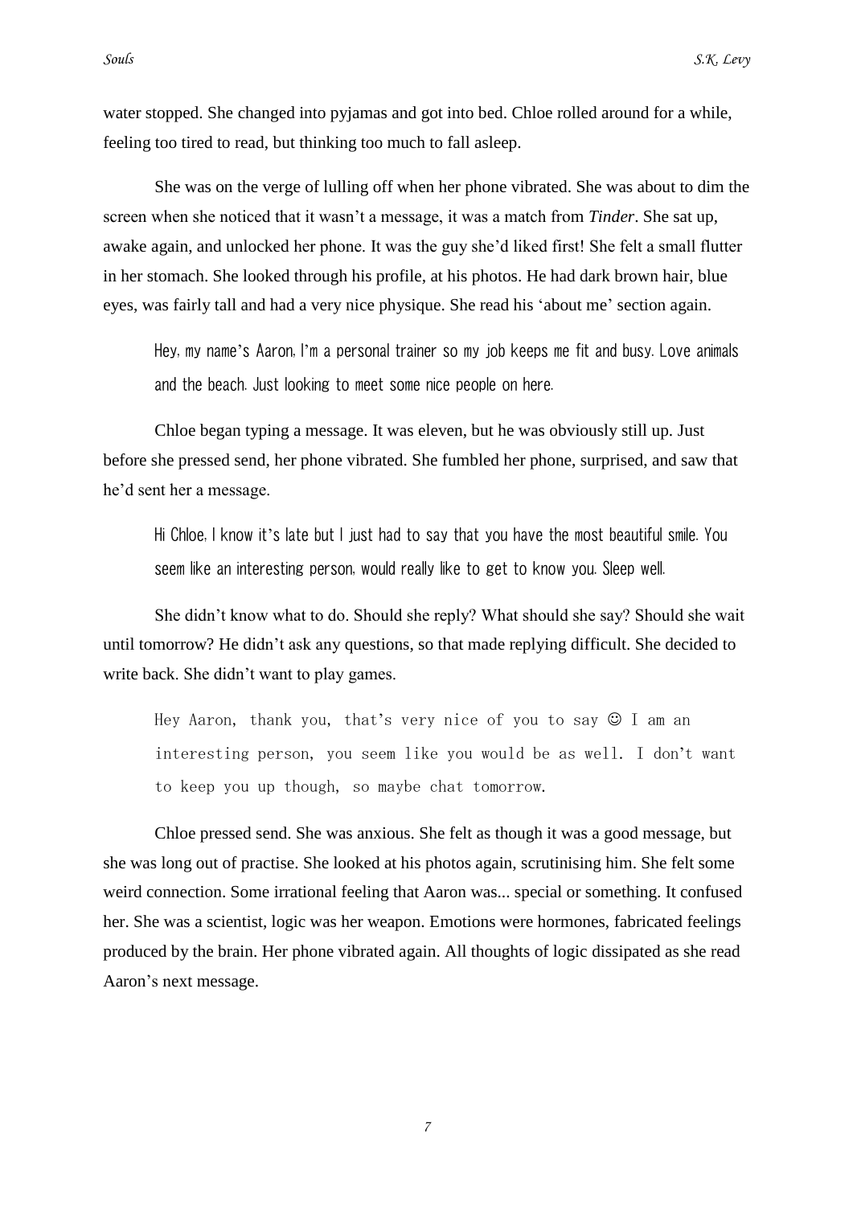water stopped. She changed into pyjamas and got into bed. Chloe rolled around for a while, feeling too tired to read, but thinking too much to fall asleep.

She was on the verge of lulling off when her phone vibrated. She was about to dim the screen when she noticed that it wasn't a message, it was a match from *Tinder*. She sat up, awake again, and unlocked her phone. It was the guy she'd liked first! She felt a small flutter in her stomach. She looked through his profile, at his photos. He had dark brown hair, blue eyes, was fairly tall and had a very nice physique. She read his 'about me' section again.

> Hey, my name's Aaron, I'm a personal trainer so my job keeps me fit and busy. Love animals and the beach. Just looking to meet some nice people on here.

Chloe began typing a message. It was eleven, but he was obviously still up. Just before she pressed send, her phone vibrated. She fumbled her phone, surprised, and saw that he'd sent her a message.

> Hi Chloe, I know it's late but I just had to say that you have the most beautiful smile. You seem like an interesting person, would really like to get to know you. Sleep well.

She didn't know what to do. Should she reply? What should she say? Should she wait until tomorrow? He didn't ask any questions, so that made replying difficult. She decided to write back. She didn't want to play games.

> Hey Aaron, thank you, that's very nice of you to say ☺ I am an interesting person, you seem like you would be as well. I don't want to keep you up though, so maybe chat tomorrow.

Chloe pressed send. She was anxious. She felt as though it was a good message, but she was long out of practise. She looked at his photos again, scrutinising him. She felt some weird connection. Some irrational feeling that Aaron was... special or something. It confused her. She was a scientist, logic was her weapon. Emotions were hormones, fabricated feelings produced by the brain. Her phone vibrated again. All thoughts of logic dissipated as she read Aaron's next message.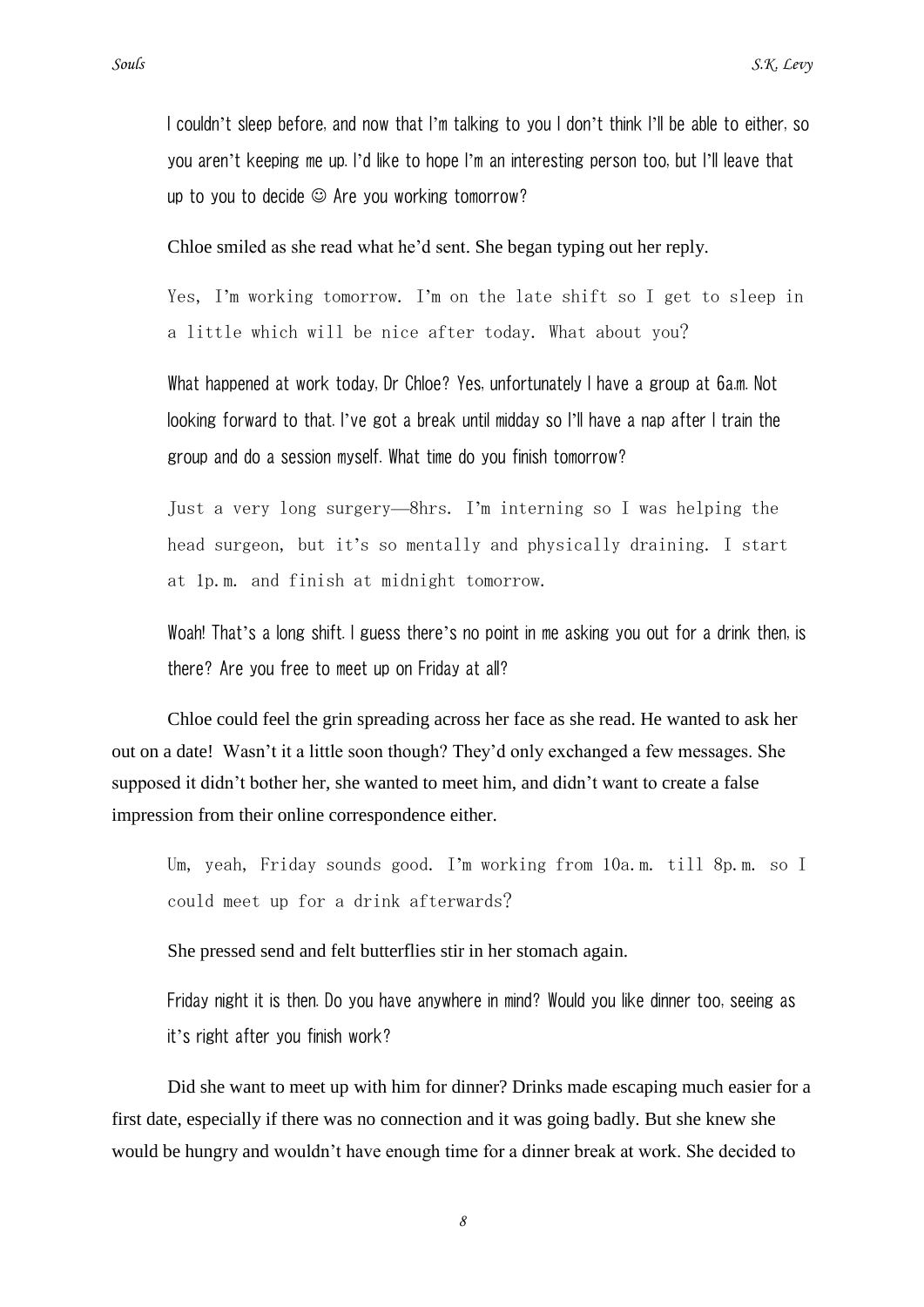I couldn't sleep before, and now that I'm talking to you I don't think I'll be able to either, so you aren't keeping me up. I'd like to hope I'm an interesting person too, but I'll leave that up to you to decide ☺ Are you working tomorrow?

Chloe smiled as she read what he'd sent. She began typing out her reply.

Yes, I'm working tomorrow. I'm on the late shift so I get to sleep in a little which will be nice after today. What about you?

What happened at work today, Dr Chloe? Yes, unfortunately I have a group at 6a.m. Not looking forward to that. I've got a break until midday so I'll have a nap after I train the group and do a session myself. What time do you finish tomorrow?

Just a very long surgery—8hrs. I'm interning so I was helping the head surgeon, but it's so mentally and physically draining. I start at 1p.m. and finish at midnight tomorrow.

Woah! That's a long shift. I guess there's no point in me asking you out for a drink then, is there? Are you free to meet up on Friday at all?

Chloe could feel the grin spreading across her face as she read. He wanted to ask her out on a date! Wasn't it a little soon though? They'd only exchanged a few messages. She supposed it didn't bother her, she wanted to meet him, and didn't want to create a false impression from their online correspondence either.

Um, yeah, Friday sounds good. I'm working from 10a.m. till 8p.m. so I could meet up for a drink afterwards?

She pressed send and felt butterflies stir in her stomach again.

Friday night it is then. Do you have anywhere in mind? Would you like dinner too, seeing as it's right after you finish work?

Did she want to meet up with him for dinner? Drinks made escaping much easier for a first date, especially if there was no connection and it was going badly. But she knew she would be hungry and wouldn't have enough time for a dinner break at work. She decided to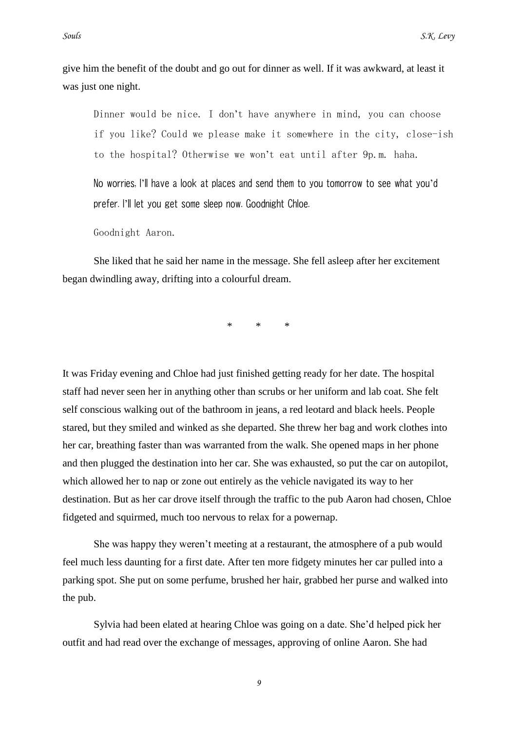give him the benefit of the doubt and go out for dinner as well. If it was awkward, at least it was just one night.

> Dinner would be nice. I don't have anywhere in mind, you can choose if you like? Could we please make it somewhere in the city, close-ish to the hospital? Otherwise we won't eat until after 9p.m. haha.
>
> No worries, I'll have a look at places and send them to you tomorrow to see what you'd prefer. I'll let you get some sleep now. Goodnight Chloe.
>
> Goodnight Aaron.

She liked that he said her name in the message. She fell asleep after her excitement began dwindling away, drifting into a colourful dream.

\* \* \*

It was Friday evening and Chloe had just finished getting ready for her date. The hospital staff had never seen her in anything other than scrubs or her uniform and lab coat. She felt self conscious walking out of the bathroom in jeans, a red leotard and black heels. People stared, but they smiled and winked as she departed. She threw her bag and work clothes into her car, breathing faster than was warranted from the walk. She opened maps in her phone and then plugged the destination into her car. She was exhausted, so put the car on autopilot, which allowed her to nap or zone out entirely as the vehicle navigated its way to her destination. But as her car drove itself through the traffic to the pub Aaron had chosen, Chloe fidgeted and squirmed, much too nervous to relax for a powernap.

She was happy they weren't meeting at a restaurant, the atmosphere of a pub would feel much less daunting for a first date. After ten more fidgety minutes her car pulled into a parking spot. She put on some perfume, brushed her hair, grabbed her purse and walked into the pub.

Sylvia had been elated at hearing Chloe was going on a date. She'd helped pick her outfit and had read over the exchange of messages, approving of online Aaron. She had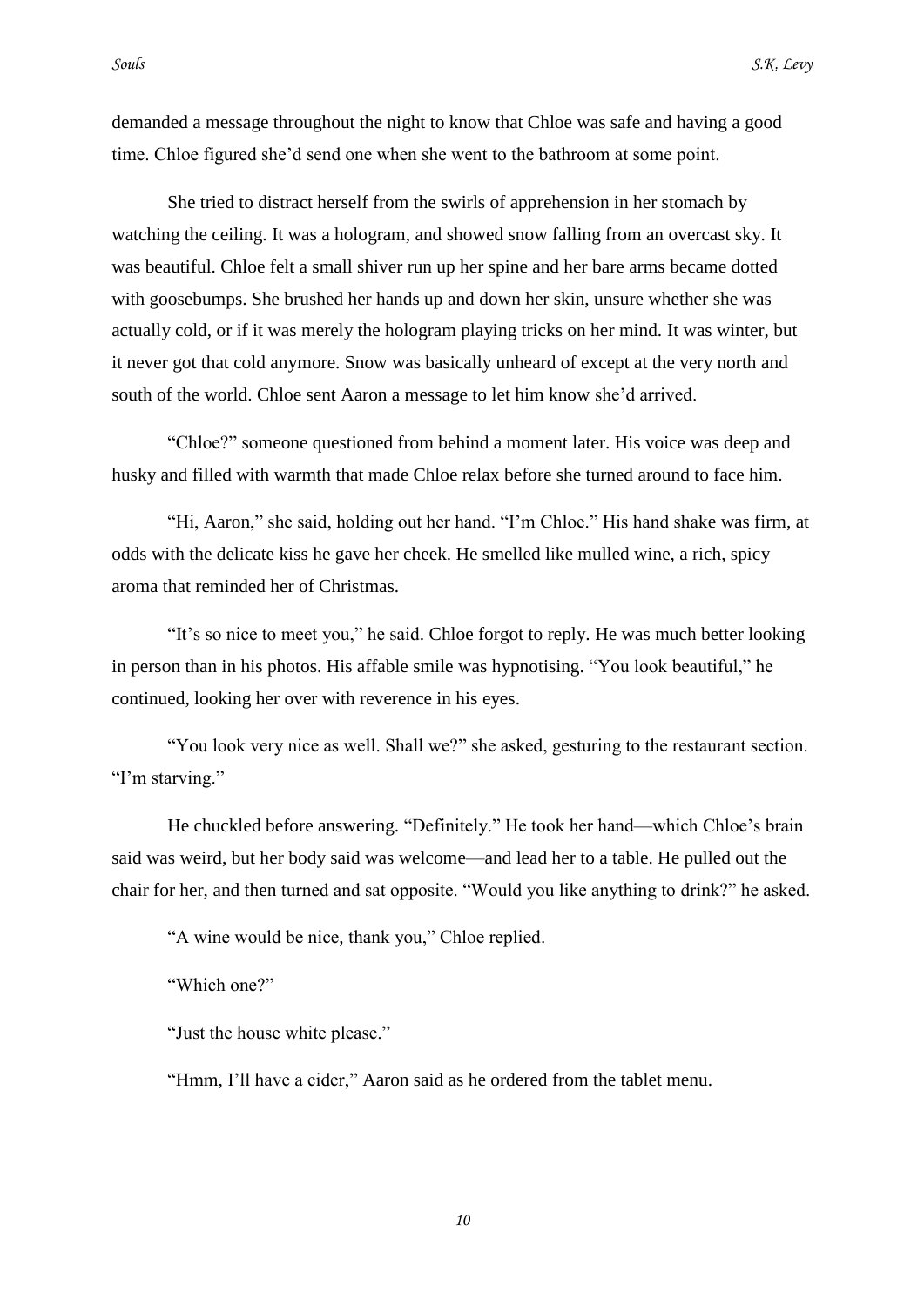demanded a message throughout the night to know that Chloe was safe and having a good time. Chloe figured she'd send one when she went to the bathroom at some point.

She tried to distract herself from the swirls of apprehension in her stomach by watching the ceiling. It was a hologram, and showed snow falling from an overcast sky. It was beautiful. Chloe felt a small shiver run up her spine and her bare arms became dotted with goosebumps. She brushed her hands up and down her skin, unsure whether she was actually cold, or if it was merely the hologram playing tricks on her mind. It was winter, but it never got that cold anymore. Snow was basically unheard of except at the very north and south of the world. Chloe sent Aaron a message to let him know she'd arrived.

"Chloe?" someone questioned from behind a moment later. His voice was deep and husky and filled with warmth that made Chloe relax before she turned around to face him.

"Hi, Aaron," she said, holding out her hand. "I'm Chloe." His hand shake was firm, at odds with the delicate kiss he gave her cheek. He smelled like mulled wine, a rich, spicy aroma that reminded her of Christmas.

"It's so nice to meet you," he said. Chloe forgot to reply. He was much better looking in person than in his photos. His affable smile was hypnotising. "You look beautiful," he continued, looking her over with reverence in his eyes.

"You look very nice as well. Shall we?" she asked, gesturing to the restaurant section. "I'm starving."

He chuckled before answering. "Definitely." He took her hand—which Chloe's brain said was weird, but her body said was welcome—and lead her to a table. He pulled out the chair for her, and then turned and sat opposite. "Would you like anything to drink?" he asked.

"A wine would be nice, thank you," Chloe replied.

"Which one?"

"Just the house white please."

"Hmm, I'll have a cider," Aaron said as he ordered from the tablet menu.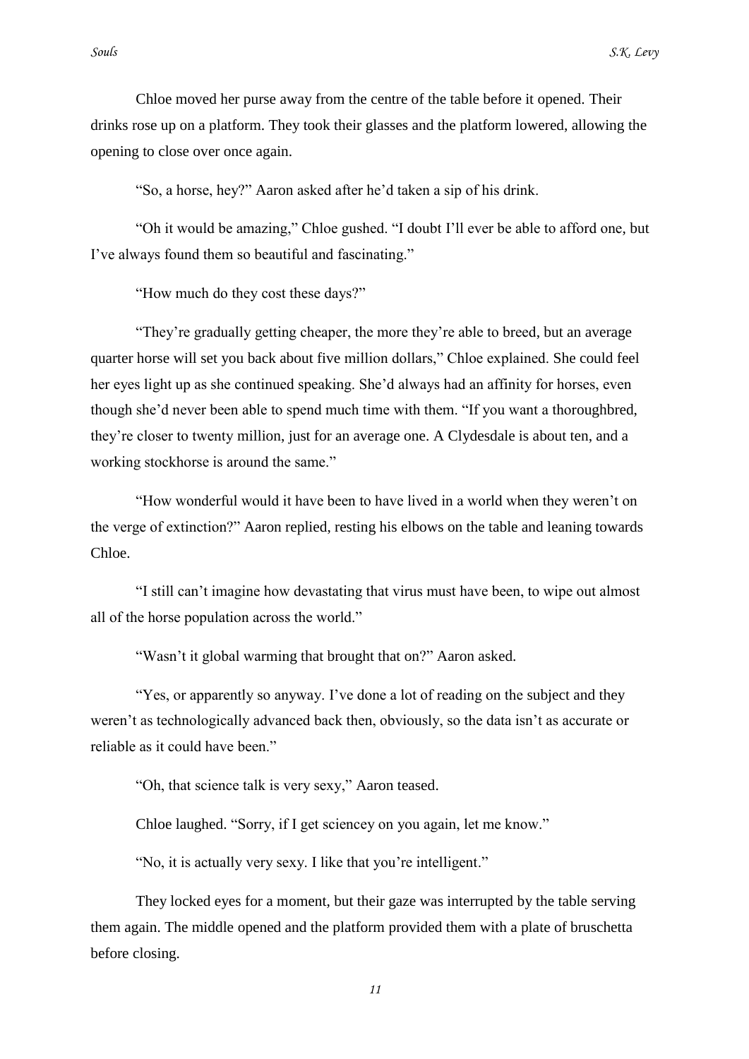Chloe moved her purse away from the centre of the table before it opened. Their drinks rose up on a platform. They took their glasses and the platform lowered, allowing the opening to close over once again.

"So, a horse, hey?" Aaron asked after he'd taken a sip of his drink.

"Oh it would be amazing," Chloe gushed. "I doubt I'll ever be able to afford one, but I've always found them so beautiful and fascinating."

"How much do they cost these days?"

"They're gradually getting cheaper, the more they're able to breed, but an average quarter horse will set you back about five million dollars," Chloe explained. She could feel her eyes light up as she continued speaking. She'd always had an affinity for horses, even though she'd never been able to spend much time with them. "If you want a thoroughbred, they're closer to twenty million, just for an average one. A Clydesdale is about ten, and a working stockhorse is around the same."

"How wonderful would it have been to have lived in a world when they weren't on the verge of extinction?" Aaron replied, resting his elbows on the table and leaning towards Chloe.

"I still can't imagine how devastating that virus must have been, to wipe out almost all of the horse population across the world."

"Wasn't it global warming that brought that on?" Aaron asked.

"Yes, or apparently so anyway. I've done a lot of reading on the subject and they weren't as technologically advanced back then, obviously, so the data isn't as accurate or reliable as it could have been."

"Oh, that science talk is very sexy," Aaron teased.

Chloe laughed. "Sorry, if I get sciencey on you again, let me know."

"No, it is actually very sexy. I like that you're intelligent."

They locked eyes for a moment, but their gaze was interrupted by the table serving them again. The middle opened and the platform provided them with a plate of bruschetta before closing.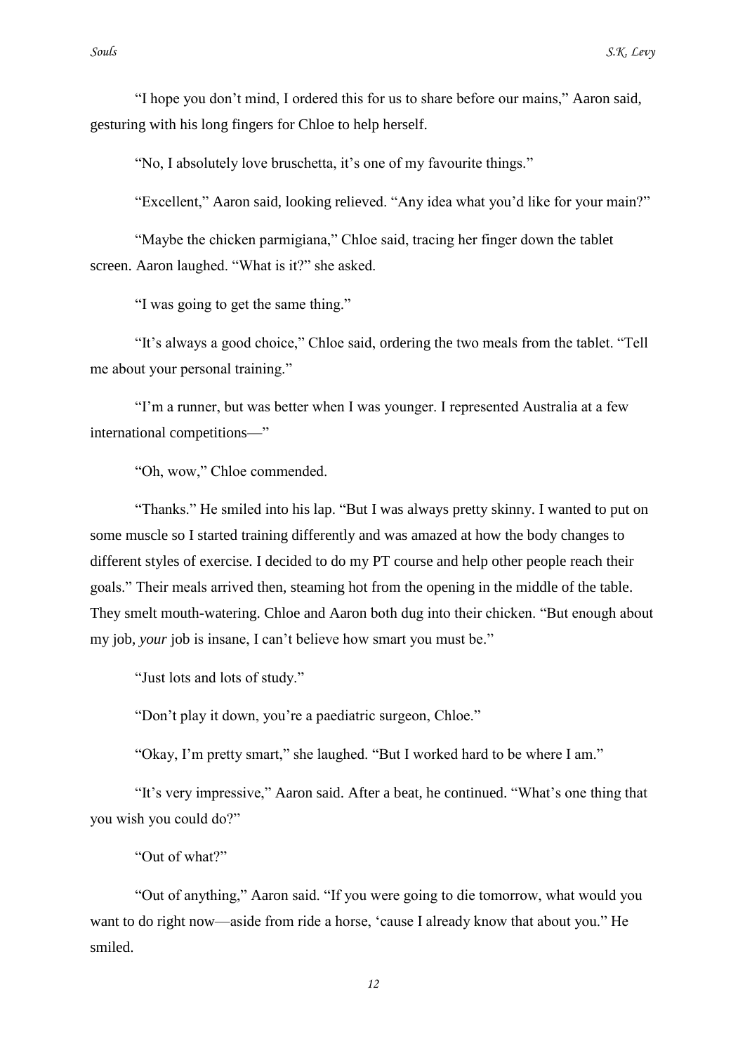"I hope you don't mind, I ordered this for us to share before our mains," Aaron said, gesturing with his long fingers for Chloe to help herself.

"No, I absolutely love bruschetta, it's one of my favourite things."

"Excellent," Aaron said, looking relieved. "Any idea what you'd like for your main?"

"Maybe the chicken parmigiana," Chloe said, tracing her finger down the tablet screen. Aaron laughed. "What is it?" she asked.

"I was going to get the same thing."

"It's always a good choice," Chloe said, ordering the two meals from the tablet. "Tell me about your personal training."

"I'm a runner, but was better when I was younger. I represented Australia at a few international competitions—"

"Oh, wow," Chloe commended.

"Thanks." He smiled into his lap. "But I was always pretty skinny. I wanted to put on some muscle so I started training differently and was amazed at how the body changes to different styles of exercise. I decided to do my PT course and help other people reach their goals." Their meals arrived then, steaming hot from the opening in the middle of the table. They smelt mouth-watering. Chloe and Aaron both dug into their chicken. "But enough about my job, *your* job is insane, I can't believe how smart you must be."

"Just lots and lots of study."

"Don't play it down, you're a paediatric surgeon, Chloe."

"Okay, I'm pretty smart," she laughed. "But I worked hard to be where I am."

"It's very impressive," Aaron said. After a beat, he continued. "What's one thing that you wish you could do?"

"Out of what?"

"Out of anything," Aaron said. "If you were going to die tomorrow, what would you want to do right now—aside from ride a horse, 'cause I already know that about you." He smiled.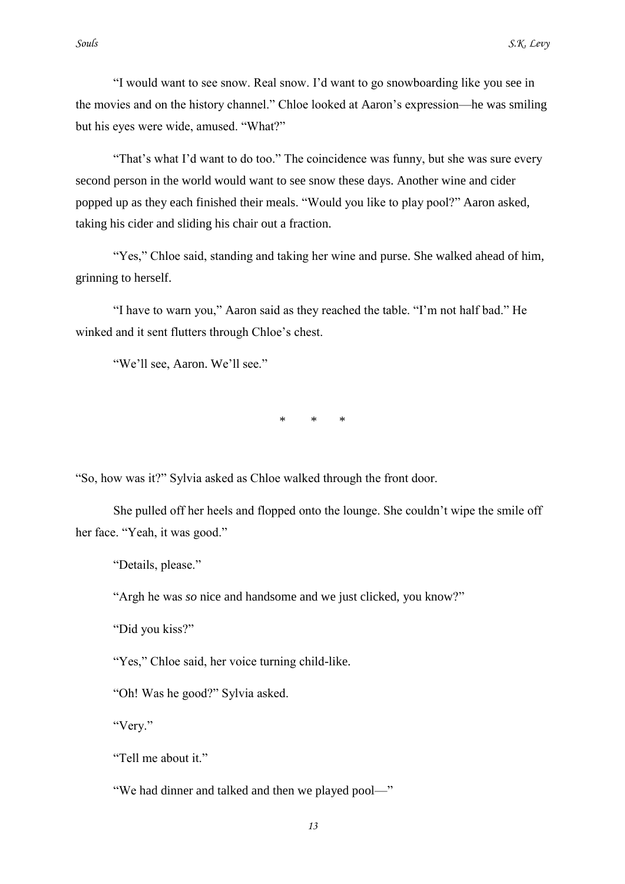"I would want to see snow. Real snow. I'd want to go snowboarding like you see in the movies and on the history channel." Chloe looked at Aaron's expression—he was smiling but his eyes were wide, amused. "What?"

"That's what I'd want to do too." The coincidence was funny, but she was sure every second person in the world would want to see snow these days. Another wine and cider popped up as they each finished their meals. "Would you like to play pool?" Aaron asked, taking his cider and sliding his chair out a fraction.

"Yes," Chloe said, standing and taking her wine and purse. She walked ahead of him, grinning to herself.

"I have to warn you," Aaron said as they reached the table. "I'm not half bad." He winked and it sent flutters through Chloe's chest.

"We'll see, Aaron. We'll see."

\* \* \*

"So, how was it?" Sylvia asked as Chloe walked through the front door.

She pulled off her heels and flopped onto the lounge. She couldn't wipe the smile off her face. "Yeah, it was good."

"Details, please."

"Argh he was *so* nice and handsome and we just clicked, you know?"

"Did you kiss?"

"Yes," Chloe said, her voice turning child-like.

"Oh! Was he good?" Sylvia asked.

"Very."

"Tell me about it."

"We had dinner and talked and then we played pool—"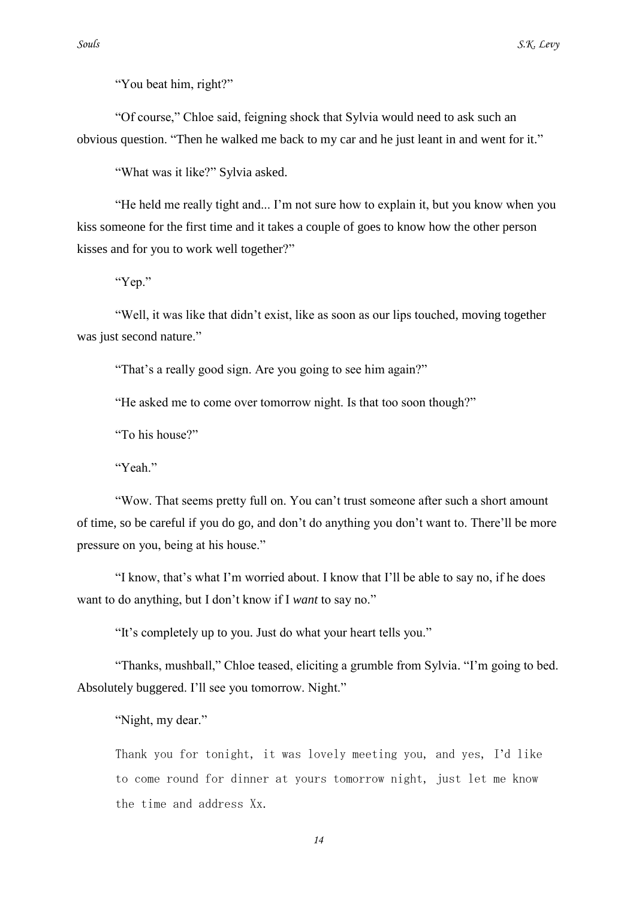"You beat him, right?"

"Of course," Chloe said, feigning shock that Sylvia would need to ask such an obvious question. "Then he walked me back to my car and he just leant in and went for it."

"What was it like?" Sylvia asked.

"He held me really tight and... I'm not sure how to explain it, but you know when you kiss someone for the first time and it takes a couple of goes to know how the other person kisses and for you to work well together?"

"Yep."

"Well, it was like that didn't exist, like as soon as our lips touched, moving together was just second nature."

"That's a really good sign. Are you going to see him again?"

"He asked me to come over tomorrow night. Is that too soon though?"

"To his house?"

"Yeah."

"Wow. That seems pretty full on. You can't trust someone after such a short amount of time, so be careful if you do go, and don't do anything you don't want to. There'll be more pressure on you, being at his house."

"I know, that's what I'm worried about. I know that I'll be able to say no, if he does want to do anything, but I don't know if I *want* to say no."

"It's completely up to you. Just do what your heart tells you."

"Thanks, mushball," Chloe teased, eliciting a grumble from Sylvia. "I'm going to bed. Absolutely buggered. I'll see you tomorrow. Night."

"Night, my dear."

```
Thank you for tonight, it was lovely meeting you, and yes, I'd like
to come round for dinner at yours tomorrow night, just let me know
the time and address Xx.
```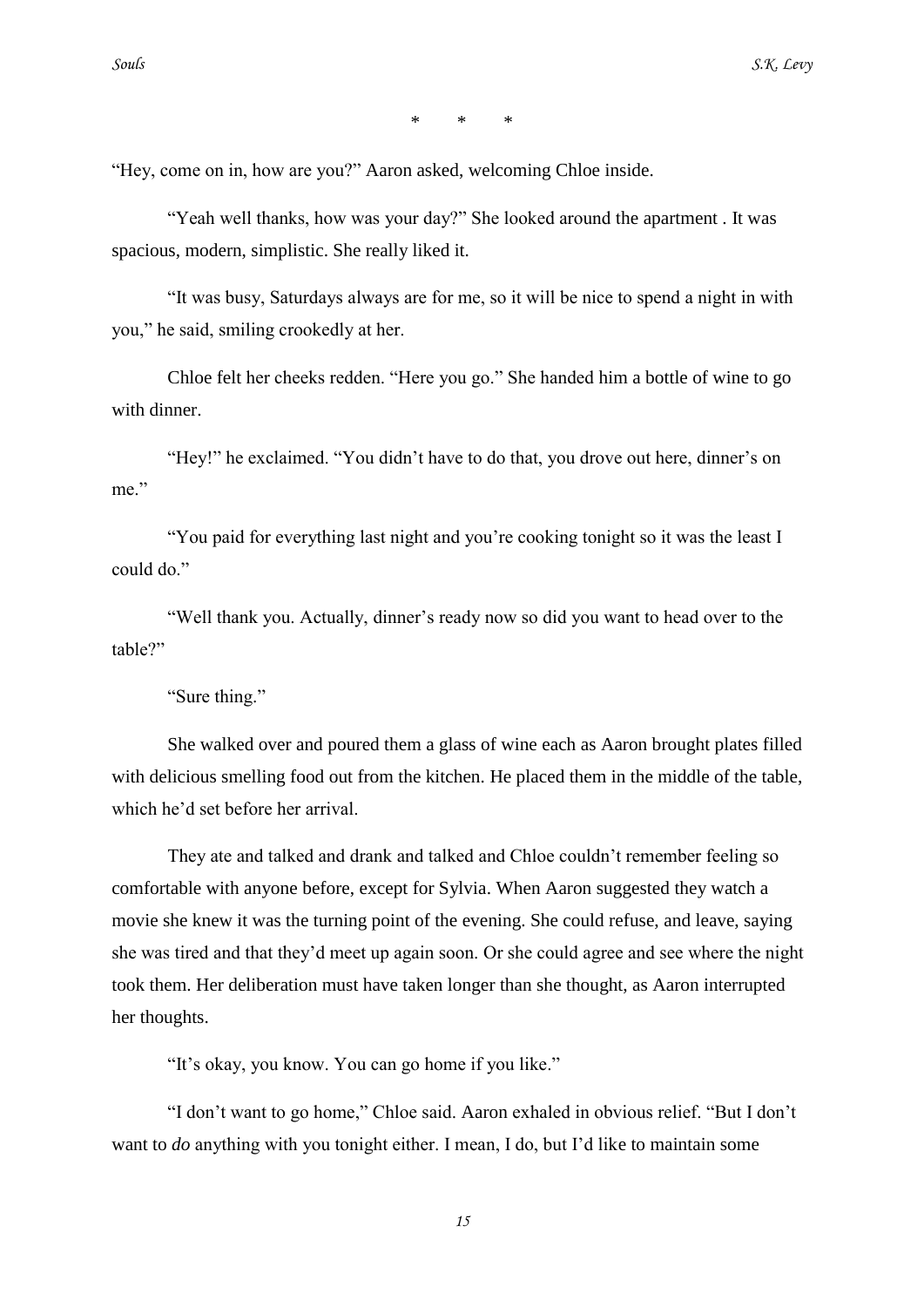\*        \*        \*

"Hey, come on in, how are you?" Aaron asked, welcoming Chloe inside.

"Yeah well thanks, how was your day?" She looked around the apartment . It was spacious, modern, simplistic. She really liked it.

"It was busy, Saturdays always are for me, so it will be nice to spend a night in with you," he said, smiling crookedly at her.

Chloe felt her cheeks redden. "Here you go." She handed him a bottle of wine to go with dinner.

"Hey!" he exclaimed. "You didn't have to do that, you drove out here, dinner's on me."

"You paid for everything last night and you're cooking tonight so it was the least I could do."

"Well thank you. Actually, dinner's ready now so did you want to head over to the table?"

"Sure thing."

She walked over and poured them a glass of wine each as Aaron brought plates filled with delicious smelling food out from the kitchen. He placed them in the middle of the table, which he'd set before her arrival.

They ate and talked and drank and talked and Chloe couldn't remember feeling so comfortable with anyone before, except for Sylvia. When Aaron suggested they watch a movie she knew it was the turning point of the evening. She could refuse, and leave, saying she was tired and that they'd meet up again soon. Or she could agree and see where the night took them. Her deliberation must have taken longer than she thought, as Aaron interrupted her thoughts.

"It's okay, you know. You can go home if you like."

"I don't want to go home," Chloe said. Aaron exhaled in obvious relief. "But I don't want to *do* anything with you tonight either. I mean, I do, but I'd like to maintain some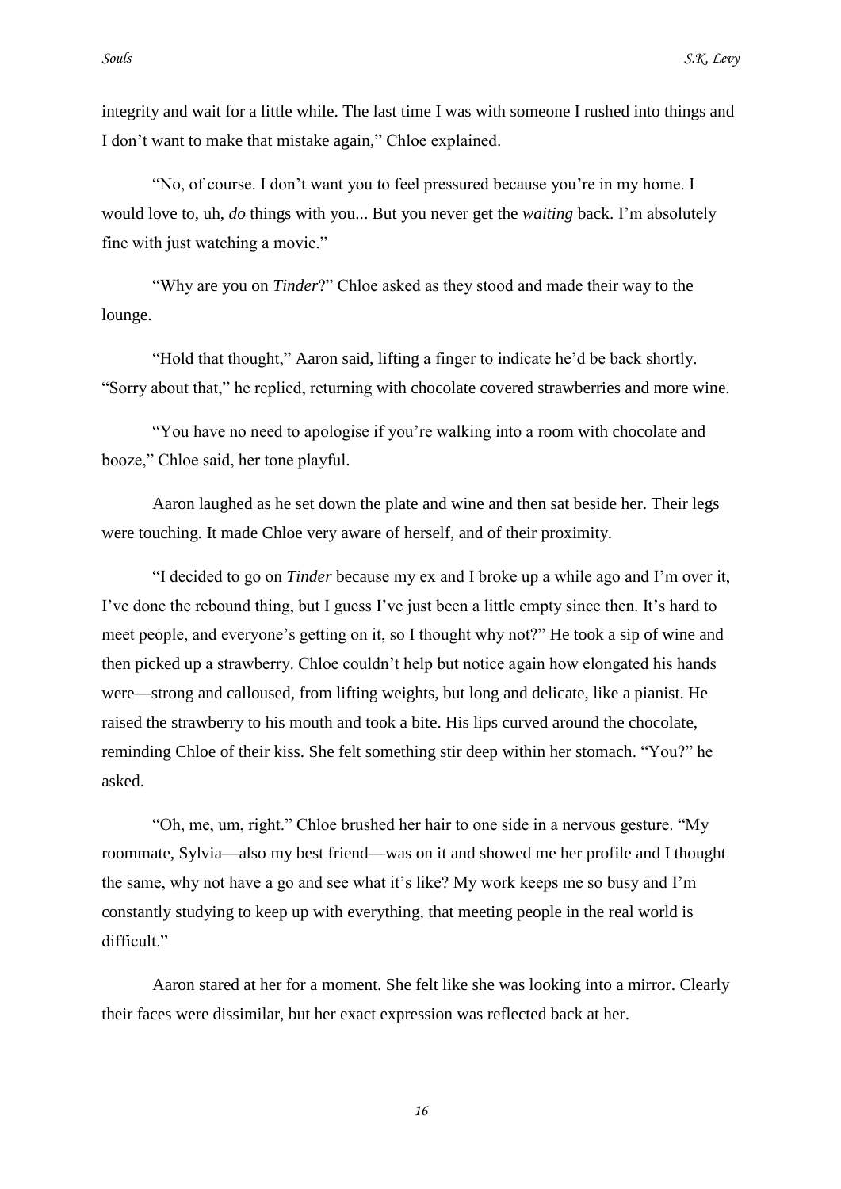integrity and wait for a little while. The last time I was with someone I rushed into things and I don't want to make that mistake again," Chloe explained.

"No, of course. I don't want you to feel pressured because you're in my home. I would love to, uh, *do* things with you... But you never get the *waiting* back. I'm absolutely fine with just watching a movie."

"Why are you on *Tinder*?" Chloe asked as they stood and made their way to the lounge.

"Hold that thought," Aaron said, lifting a finger to indicate he'd be back shortly. "Sorry about that," he replied, returning with chocolate covered strawberries and more wine.

"You have no need to apologise if you're walking into a room with chocolate and booze," Chloe said, her tone playful.

Aaron laughed as he set down the plate and wine and then sat beside her. Their legs were touching. It made Chloe very aware of herself, and of their proximity.

"I decided to go on *Tinder* because my ex and I broke up a while ago and I'm over it, I've done the rebound thing, but I guess I've just been a little empty since then. It's hard to meet people, and everyone's getting on it, so I thought why not?" He took a sip of wine and then picked up a strawberry. Chloe couldn't help but notice again how elongated his hands were—strong and calloused, from lifting weights, but long and delicate, like a pianist. He raised the strawberry to his mouth and took a bite. His lips curved around the chocolate, reminding Chloe of their kiss. She felt something stir deep within her stomach. "You?" he asked.

"Oh, me, um, right." Chloe brushed her hair to one side in a nervous gesture. "My roommate, Sylvia—also my best friend—was on it and showed me her profile and I thought the same, why not have a go and see what it's like? My work keeps me so busy and I'm constantly studying to keep up with everything, that meeting people in the real world is difficult."

Aaron stared at her for a moment. She felt like she was looking into a mirror. Clearly their faces were dissimilar, but her exact expression was reflected back at her.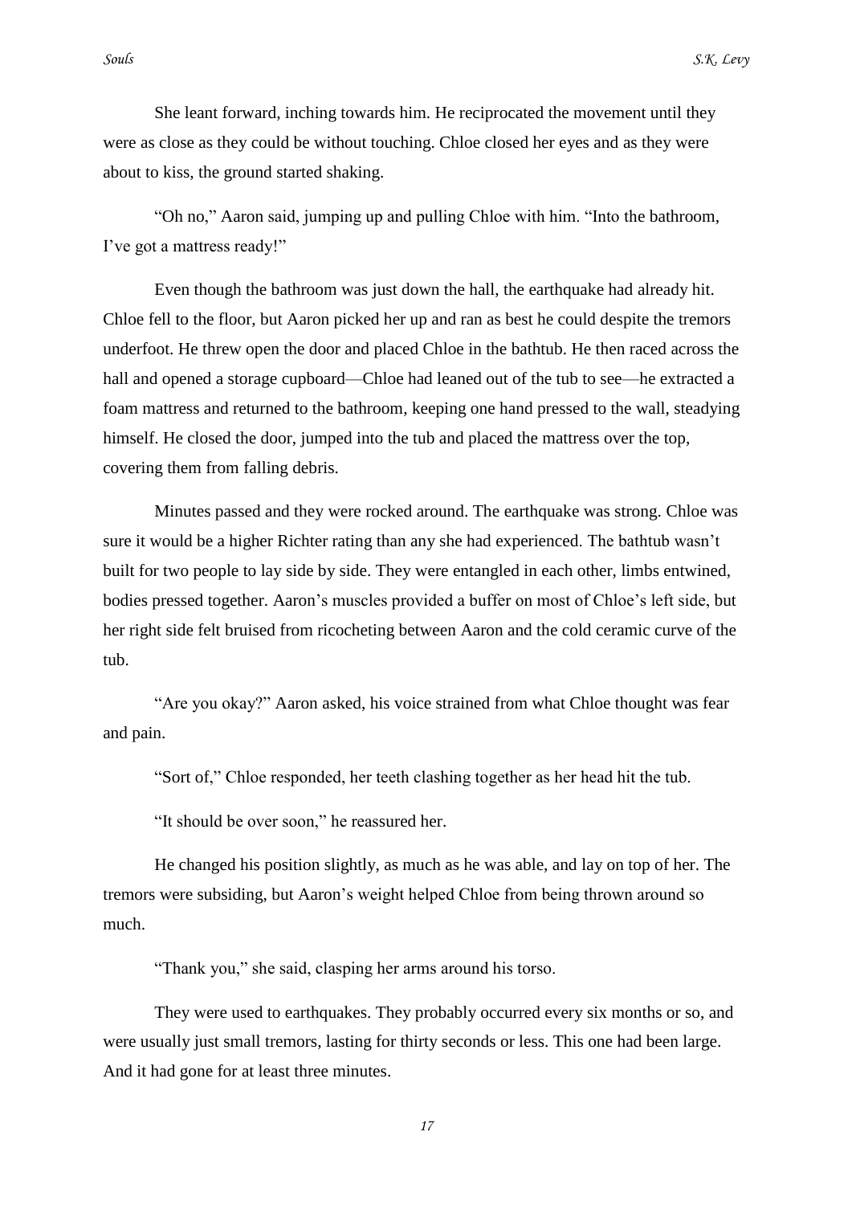She leant forward, inching towards him. He reciprocated the movement until they were as close as they could be without touching. Chloe closed her eyes and as they were about to kiss, the ground started shaking.

"Oh no," Aaron said, jumping up and pulling Chloe with him. "Into the bathroom, I've got a mattress ready!"

Even though the bathroom was just down the hall, the earthquake had already hit. Chloe fell to the floor, but Aaron picked her up and ran as best he could despite the tremors underfoot. He threw open the door and placed Chloe in the bathtub. He then raced across the hall and opened a storage cupboard—Chloe had leaned out of the tub to see—he extracted a foam mattress and returned to the bathroom, keeping one hand pressed to the wall, steadying himself. He closed the door, jumped into the tub and placed the mattress over the top, covering them from falling debris.

Minutes passed and they were rocked around. The earthquake was strong. Chloe was sure it would be a higher Richter rating than any she had experienced. The bathtub wasn't built for two people to lay side by side. They were entangled in each other, limbs entwined, bodies pressed together. Aaron's muscles provided a buffer on most of Chloe's left side, but her right side felt bruised from ricocheting between Aaron and the cold ceramic curve of the tub.

"Are you okay?" Aaron asked, his voice strained from what Chloe thought was fear and pain.

"Sort of," Chloe responded, her teeth clashing together as her head hit the tub.

"It should be over soon," he reassured her.

He changed his position slightly, as much as he was able, and lay on top of her. The tremors were subsiding, but Aaron's weight helped Chloe from being thrown around so much.

"Thank you," she said, clasping her arms around his torso.

They were used to earthquakes. They probably occurred every six months or so, and were usually just small tremors, lasting for thirty seconds or less. This one had been large. And it had gone for at least three minutes.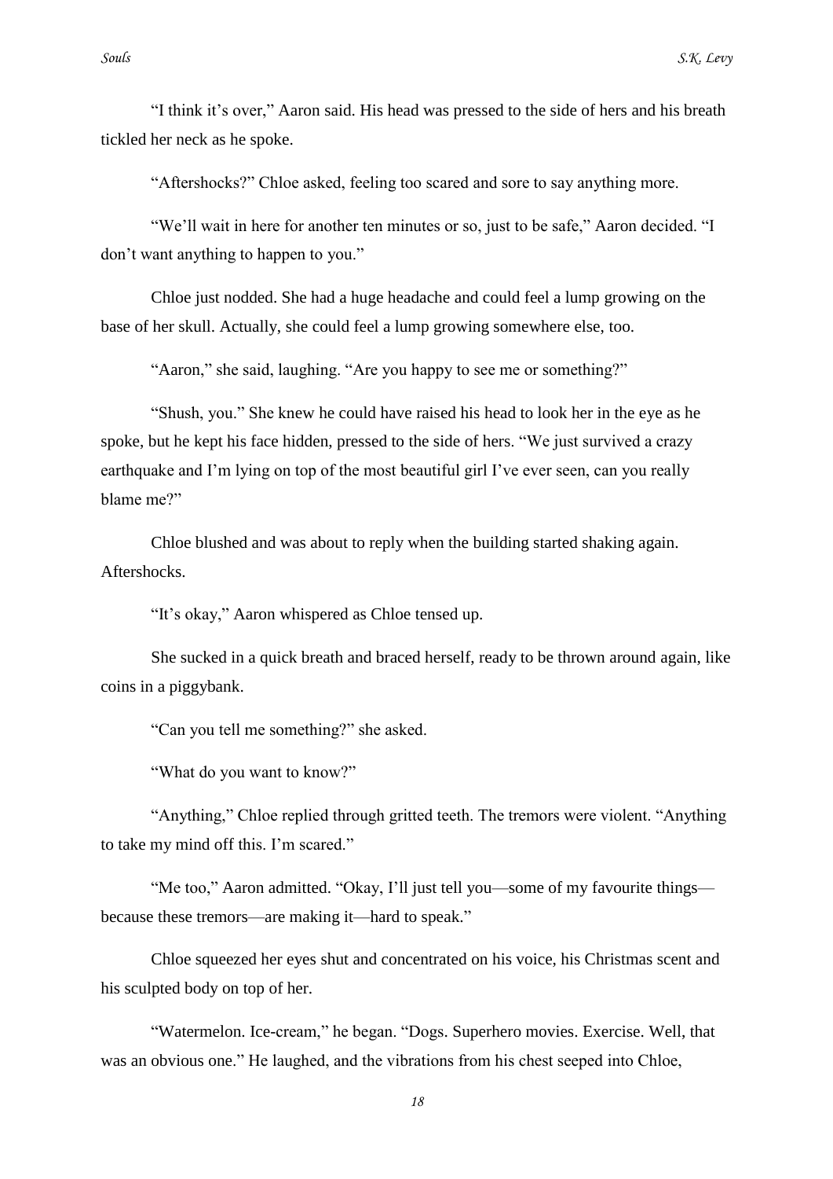"I think it's over," Aaron said. His head was pressed to the side of hers and his breath tickled her neck as he spoke.

"Aftershocks?" Chloe asked, feeling too scared and sore to say anything more.

"We'll wait in here for another ten minutes or so, just to be safe," Aaron decided. "I don't want anything to happen to you."

Chloe just nodded. She had a huge headache and could feel a lump growing on the base of her skull. Actually, she could feel a lump growing somewhere else, too.

"Aaron," she said, laughing. "Are you happy to see me or something?"

"Shush, you." She knew he could have raised his head to look her in the eye as he spoke, but he kept his face hidden, pressed to the side of hers. "We just survived a crazy earthquake and I'm lying on top of the most beautiful girl I've ever seen, can you really blame me?"

Chloe blushed and was about to reply when the building started shaking again. Aftershocks.

"It's okay," Aaron whispered as Chloe tensed up.

She sucked in a quick breath and braced herself, ready to be thrown around again, like coins in a piggybank.

"Can you tell me something?" she asked.

"What do you want to know?"

"Anything," Chloe replied through gritted teeth. The tremors were violent. "Anything to take my mind off this. I'm scared."

"Me too," Aaron admitted. "Okay, I'll just tell you—some of my favourite things—because these tremors—are making it—hard to speak."

Chloe squeezed her eyes shut and concentrated on his voice, his Christmas scent and his sculpted body on top of her.

"Watermelon. Ice-cream," he began. "Dogs. Superhero movies. Exercise. Well, that was an obvious one." He laughed, and the vibrations from his chest seeped into Chloe,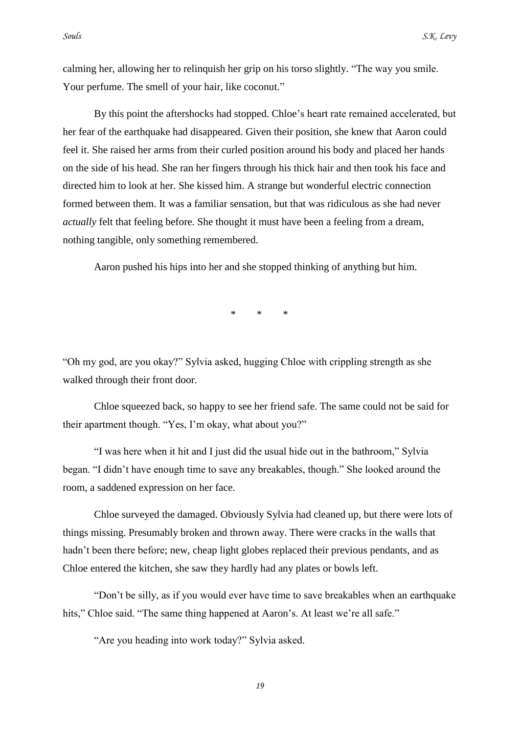calming her, allowing her to relinquish her grip on his torso slightly. "The way you smile. Your perfume. The smell of your hair, like coconut."

By this point the aftershocks had stopped. Chloe's heart rate remained accelerated, but her fear of the earthquake had disappeared. Given their position, she knew that Aaron could feel it. She raised her arms from their curled position around his body and placed her hands on the side of his head. She ran her fingers through his thick hair and then took his face and directed him to look at her. She kissed him. A strange but wonderful electric connection formed between them. It was a familiar sensation, but that was ridiculous as she had never *actually* felt that feeling before. She thought it must have been a feeling from a dream, nothing tangible, only something remembered.

Aaron pushed his hips into her and she stopped thinking of anything but him.

\* \* \*

"Oh my god, are you okay?" Sylvia asked, hugging Chloe with crippling strength as she walked through their front door.

Chloe squeezed back, so happy to see her friend safe. The same could not be said for their apartment though. "Yes, I'm okay, what about you?"

"I was here when it hit and I just did the usual hide out in the bathroom," Sylvia began. "I didn't have enough time to save any breakables, though." She looked around the room, a saddened expression on her face.

Chloe surveyed the damaged. Obviously Sylvia had cleaned up, but there were lots of things missing. Presumably broken and thrown away. There were cracks in the walls that hadn't been there before; new, cheap light globes replaced their previous pendants, and as Chloe entered the kitchen, she saw they hardly had any plates or bowls left.

"Don't be silly, as if you would ever have time to save breakables when an earthquake hits," Chloe said. "The same thing happened at Aaron's. At least we're all safe."

"Are you heading into work today?" Sylvia asked.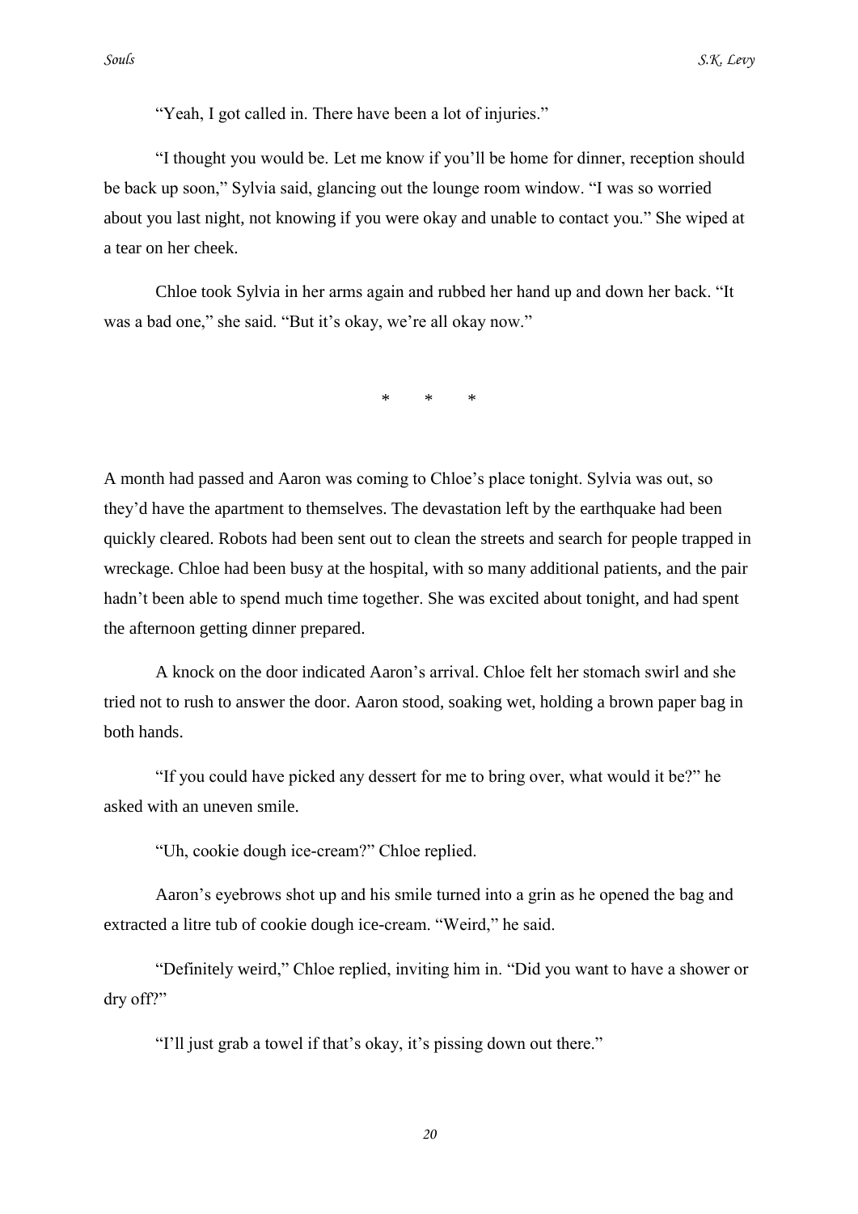"Yeah, I got called in. There have been a lot of injuries."

"I thought you would be. Let me know if you'll be home for dinner, reception should be back up soon," Sylvia said, glancing out the lounge room window. "I was so worried about you last night, not knowing if you were okay and unable to contact you." She wiped at a tear on her cheek.

Chloe took Sylvia in her arms again and rubbed her hand up and down her back. "It was a bad one," she said. "But it's okay, we're all okay now."

\* \* \*

A month had passed and Aaron was coming to Chloe's place tonight. Sylvia was out, so they'd have the apartment to themselves. The devastation left by the earthquake had been quickly cleared. Robots had been sent out to clean the streets and search for people trapped in wreckage. Chloe had been busy at the hospital, with so many additional patients, and the pair hadn't been able to spend much time together. She was excited about tonight, and had spent the afternoon getting dinner prepared.

A knock on the door indicated Aaron's arrival. Chloe felt her stomach swirl and she tried not to rush to answer the door. Aaron stood, soaking wet, holding a brown paper bag in both hands.

"If you could have picked any dessert for me to bring over, what would it be?" he asked with an uneven smile.

"Uh, cookie dough ice-cream?" Chloe replied.

Aaron's eyebrows shot up and his smile turned into a grin as he opened the bag and extracted a litre tub of cookie dough ice-cream. "Weird," he said.

"Definitely weird," Chloe replied, inviting him in. "Did you want to have a shower or dry off?"

"I'll just grab a towel if that's okay, it's pissing down out there."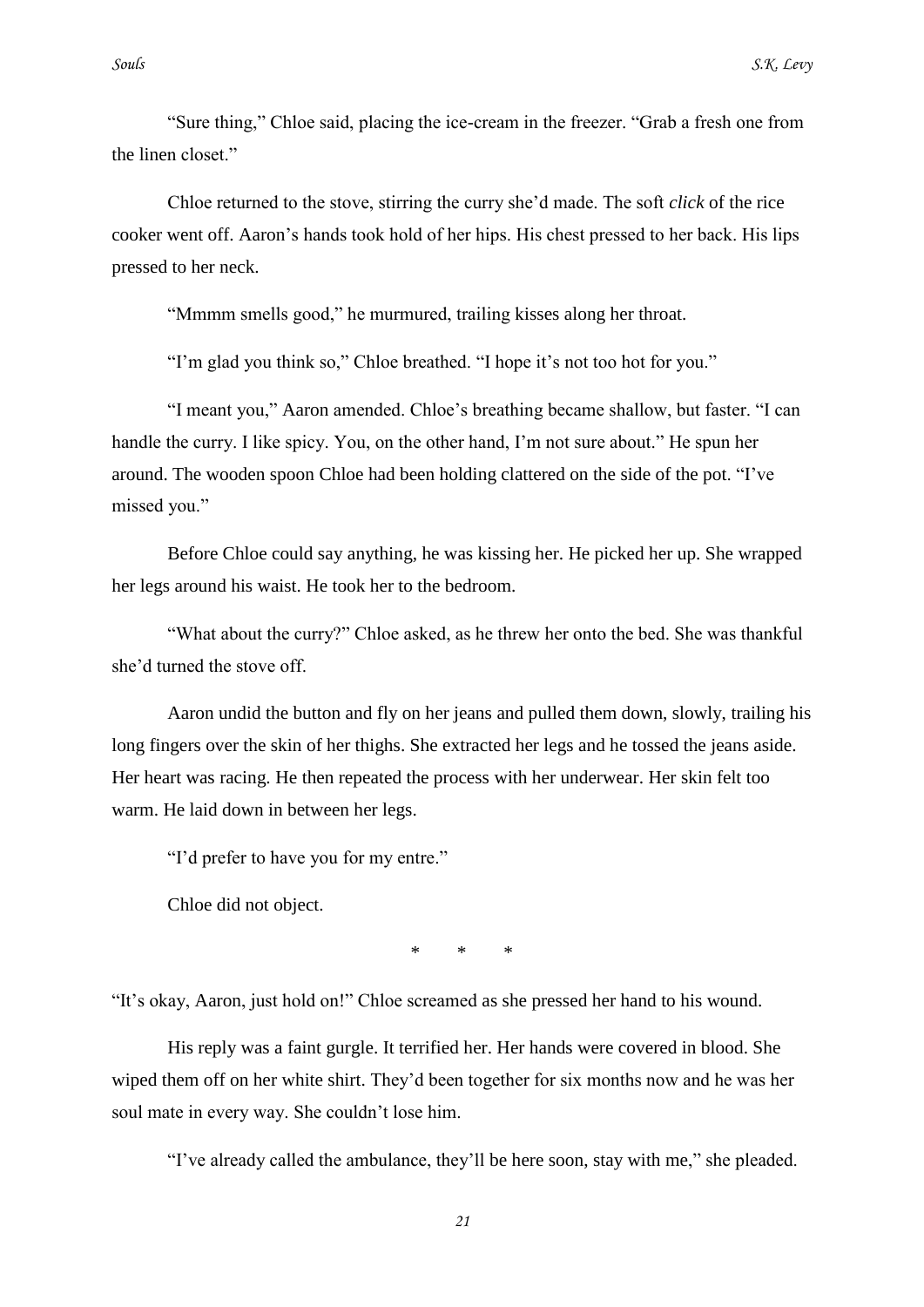"Sure thing," Chloe said, placing the ice-cream in the freezer. "Grab a fresh one from the linen closet."

Chloe returned to the stove, stirring the curry she'd made. The soft *click* of the rice cooker went off. Aaron's hands took hold of her hips. His chest pressed to her back. His lips pressed to her neck.

"Mmmm smells good," he murmured, trailing kisses along her throat.

"I'm glad you think so," Chloe breathed. "I hope it's not too hot for you."

"I meant you," Aaron amended. Chloe's breathing became shallow, but faster. "I can handle the curry. I like spicy. You, on the other hand, I'm not sure about." He spun her around. The wooden spoon Chloe had been holding clattered on the side of the pot. "I've missed you."

Before Chloe could say anything, he was kissing her. He picked her up. She wrapped her legs around his waist. He took her to the bedroom.

"What about the curry?" Chloe asked, as he threw her onto the bed. She was thankful she'd turned the stove off.

Aaron undid the button and fly on her jeans and pulled them down, slowly, trailing his long fingers over the skin of her thighs. She extracted her legs and he tossed the jeans aside. Her heart was racing. He then repeated the process with her underwear. Her skin felt too warm. He laid down in between her legs.

"I'd prefer to have you for my entre."

Chloe did not object.

\* \* \*

"It's okay, Aaron, just hold on!" Chloe screamed as she pressed her hand to his wound.

His reply was a faint gurgle. It terrified her. Her hands were covered in blood. She wiped them off on her white shirt. They'd been together for six months now and he was her soul mate in every way. She couldn't lose him.

"I've already called the ambulance, they'll be here soon, stay with me," she pleaded.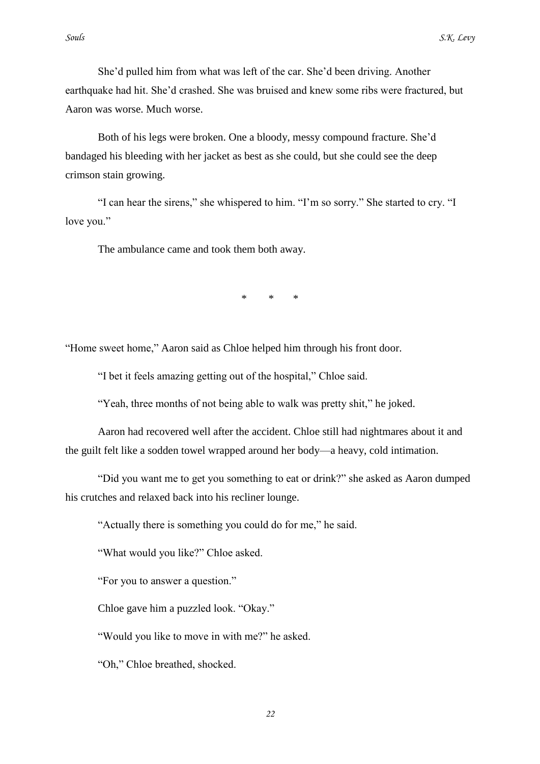She'd pulled him from what was left of the car. She'd been driving. Another earthquake had hit. She'd crashed. She was bruised and knew some ribs were fractured, but Aaron was worse. Much worse.

Both of his legs were broken. One a bloody, messy compound fracture. She'd bandaged his bleeding with her jacket as best as she could, but she could see the deep crimson stain growing.

"I can hear the sirens," she whispered to him. "I'm so sorry." She started to cry. "I love you."

The ambulance came and took them both away.

\* \* \*

"Home sweet home," Aaron said as Chloe helped him through his front door.

"I bet it feels amazing getting out of the hospital," Chloe said.

"Yeah, three months of not being able to walk was pretty shit," he joked.

Aaron had recovered well after the accident. Chloe still had nightmares about it and the guilt felt like a sodden towel wrapped around her body—a heavy, cold intimation.

"Did you want me to get you something to eat or drink?" she asked as Aaron dumped his crutches and relaxed back into his recliner lounge.

"Actually there is something you could do for me," he said.

"What would you like?" Chloe asked.

"For you to answer a question."

Chloe gave him a puzzled look. "Okay."

"Would you like to move in with me?" he asked.

"Oh," Chloe breathed, shocked.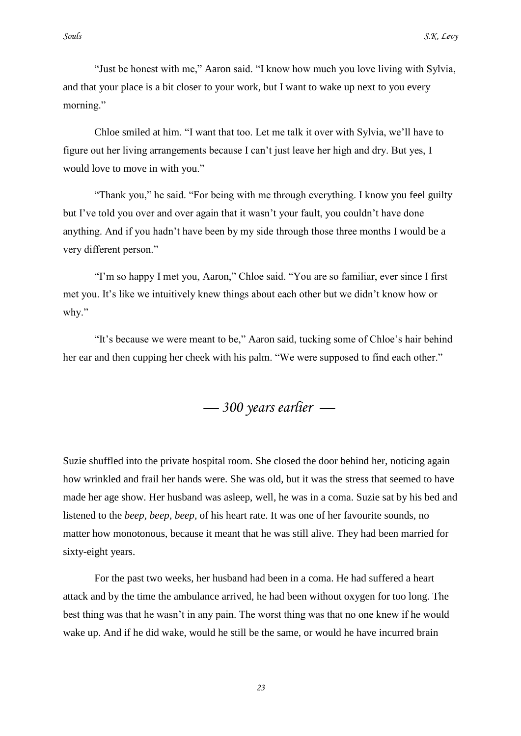"Just be honest with me," Aaron said. "I know how much you love living with Sylvia, and that your place is a bit closer to your work, but I want to wake up next to you every morning."

Chloe smiled at him. "I want that too. Let me talk it over with Sylvia, we'll have to figure out her living arrangements because I can't just leave her high and dry. But yes, I would love to move in with you."

"Thank you," he said. "For being with me through everything. I know you feel guilty but I've told you over and over again that it wasn't your fault, you couldn't have done anything. And if you hadn't have been by my side through those three months I would be a very different person."

"I'm so happy I met you, Aaron," Chloe said. "You are so familiar, ever since I first met you. It's like we intuitively knew things about each other but we didn't know how or why."

"It's because we were meant to be," Aaron said, tucking some of Chloe's hair behind her ear and then cupping her cheek with his palm. "We were supposed to find each other."

## *— 300 years earlier —*

Suzie shuffled into the private hospital room. She closed the door behind her, noticing again how wrinkled and frail her hands were. She was old, but it was the stress that seemed to have made her age show. Her husband was asleep, well, he was in a coma. Suzie sat by his bed and listened to the *beep, beep, beep,* of his heart rate. It was one of her favourite sounds, no matter how monotonous, because it meant that he was still alive. They had been married for sixty-eight years.

For the past two weeks, her husband had been in a coma. He had suffered a heart attack and by the time the ambulance arrived, he had been without oxygen for too long. The best thing was that he wasn't in any pain. The worst thing was that no one knew if he would wake up. And if he did wake, would he still be the same, or would he have incurred brain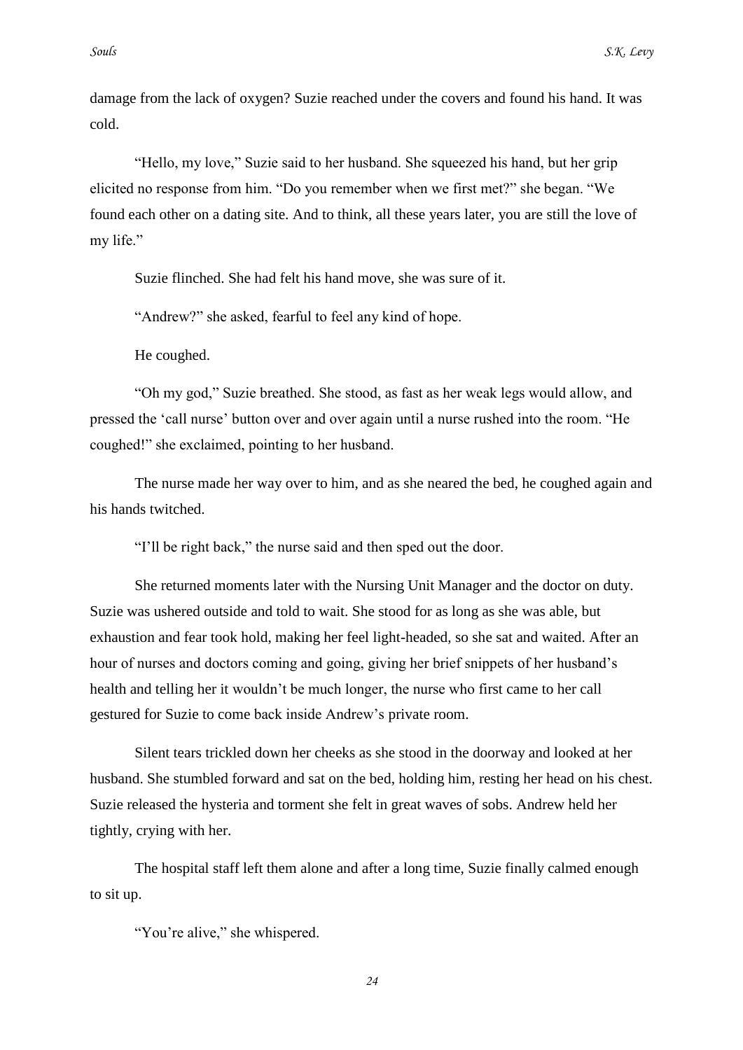damage from the lack of oxygen? Suzie reached under the covers and found his hand. It was cold.

"Hello, my love," Suzie said to her husband. She squeezed his hand, but her grip elicited no response from him. "Do you remember when we first met?" she began. "We found each other on a dating site. And to think, all these years later, you are still the love of my life."

Suzie flinched. She had felt his hand move, she was sure of it.

"Andrew?" she asked, fearful to feel any kind of hope.

He coughed.

"Oh my god," Suzie breathed. She stood, as fast as her weak legs would allow, and pressed the 'call nurse' button over and over again until a nurse rushed into the room. "He coughed!" she exclaimed, pointing to her husband.

The nurse made her way over to him, and as she neared the bed, he coughed again and his hands twitched.

"I'll be right back," the nurse said and then sped out the door.

She returned moments later with the Nursing Unit Manager and the doctor on duty. Suzie was ushered outside and told to wait. She stood for as long as she was able, but exhaustion and fear took hold, making her feel light-headed, so she sat and waited. After an hour of nurses and doctors coming and going, giving her brief snippets of her husband's health and telling her it wouldn't be much longer, the nurse who first came to her call gestured for Suzie to come back inside Andrew's private room.

Silent tears trickled down her cheeks as she stood in the doorway and looked at her husband. She stumbled forward and sat on the bed, holding him, resting her head on his chest. Suzie released the hysteria and torment she felt in great waves of sobs. Andrew held her tightly, crying with her.

The hospital staff left them alone and after a long time, Suzie finally calmed enough to sit up.

"You're alive," she whispered.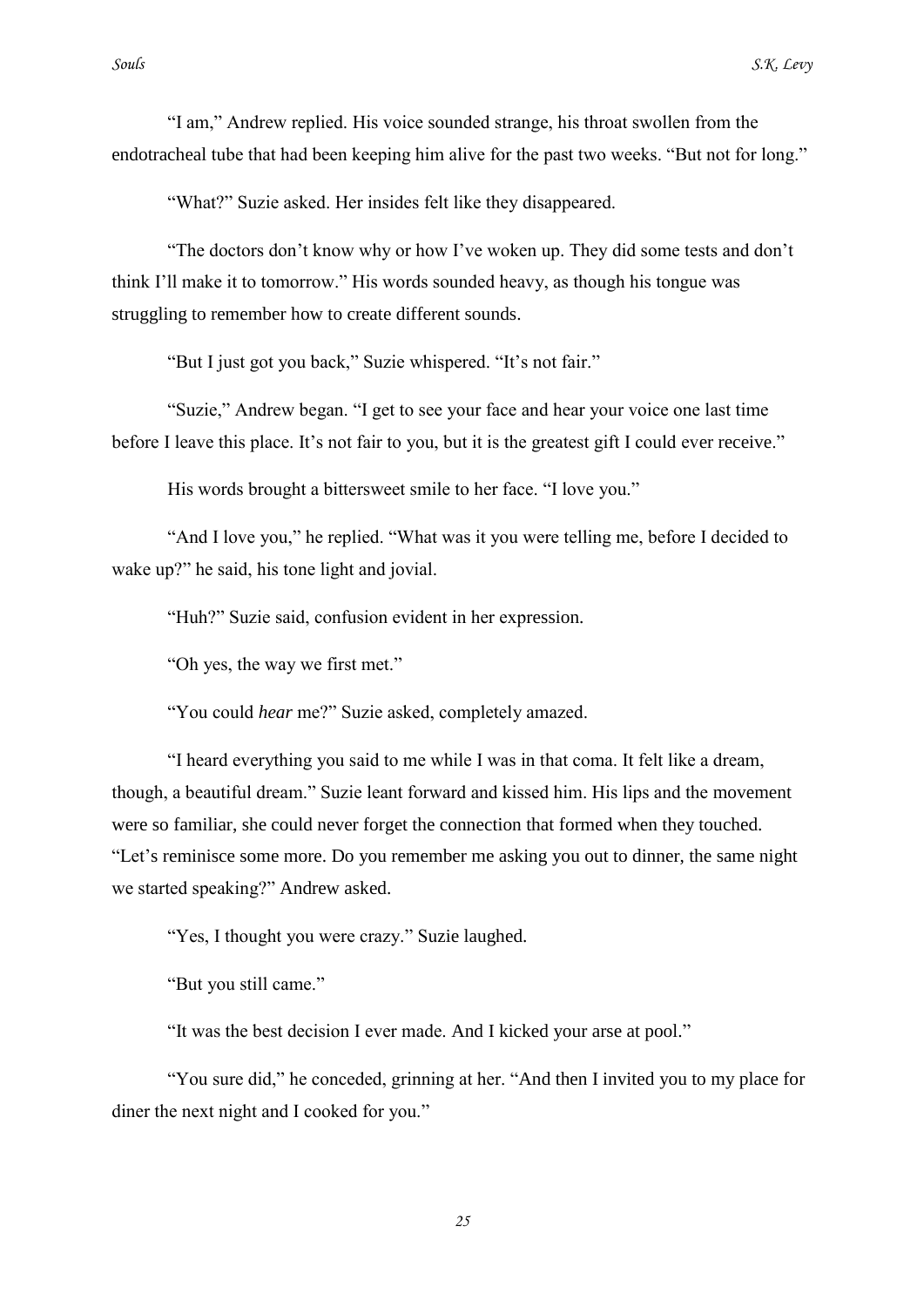"I am," Andrew replied. His voice sounded strange, his throat swollen from the endotracheal tube that had been keeping him alive for the past two weeks. "But not for long."

"What?" Suzie asked. Her insides felt like they disappeared.

"The doctors don't know why or how I've woken up. They did some tests and don't think I'll make it to tomorrow." His words sounded heavy, as though his tongue was struggling to remember how to create different sounds.

"But I just got you back," Suzie whispered. "It's not fair."

"Suzie," Andrew began. "I get to see your face and hear your voice one last time before I leave this place. It's not fair to you, but it is the greatest gift I could ever receive."

His words brought a bittersweet smile to her face. "I love you."

"And I love you," he replied. "What was it you were telling me, before I decided to wake up?" he said, his tone light and jovial.

"Huh?" Suzie said, confusion evident in her expression.

"Oh yes, the way we first met."

"You could *hear* me?" Suzie asked, completely amazed.

"I heard everything you said to me while I was in that coma. It felt like a dream, though, a beautiful dream." Suzie leant forward and kissed him. His lips and the movement were so familiar, she could never forget the connection that formed when they touched. "Let's reminisce some more. Do you remember me asking you out to dinner, the same night we started speaking?" Andrew asked.

"Yes, I thought you were crazy." Suzie laughed.

"But you still came."

"It was the best decision I ever made. And I kicked your arse at pool."

"You sure did," he conceded, grinning at her. "And then I invited you to my place for diner the next night and I cooked for you."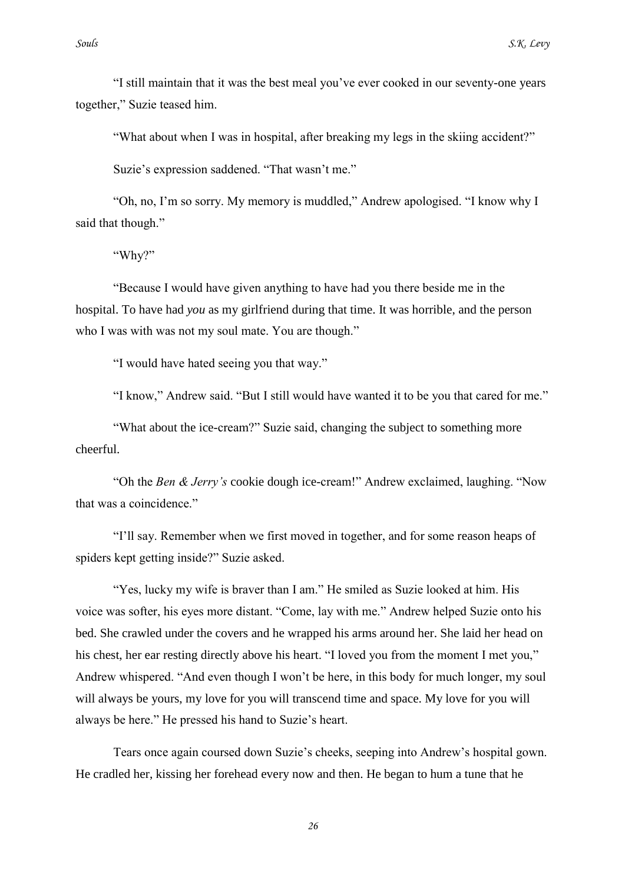"I still maintain that it was the best meal you've ever cooked in our seventy-one years together," Suzie teased him.

"What about when I was in hospital, after breaking my legs in the skiing accident?"

Suzie's expression saddened. "That wasn't me."

"Oh, no, I'm so sorry. My memory is muddled," Andrew apologised. "I know why I said that though."

"Why?"

"Because I would have given anything to have had you there beside me in the hospital. To have had *you* as my girlfriend during that time. It was horrible, and the person who I was with was not my soul mate. You are though."

"I would have hated seeing you that way."

"I know," Andrew said. "But I still would have wanted it to be you that cared for me."

"What about the ice-cream?" Suzie said, changing the subject to something more cheerful.

"Oh the *Ben & Jerry's* cookie dough ice-cream!" Andrew exclaimed, laughing. "Now that was a coincidence."

"I'll say. Remember when we first moved in together, and for some reason heaps of spiders kept getting inside?" Suzie asked.

"Yes, lucky my wife is braver than I am." He smiled as Suzie looked at him. His voice was softer, his eyes more distant. "Come, lay with me." Andrew helped Suzie onto his bed. She crawled under the covers and he wrapped his arms around her. She laid her head on his chest, her ear resting directly above his heart. "I loved you from the moment I met you," Andrew whispered. "And even though I won't be here, in this body for much longer, my soul will always be yours, my love for you will transcend time and space. My love for you will always be here." He pressed his hand to Suzie's heart.

Tears once again coursed down Suzie's cheeks, seeping into Andrew's hospital gown. He cradled her, kissing her forehead every now and then. He began to hum a tune that he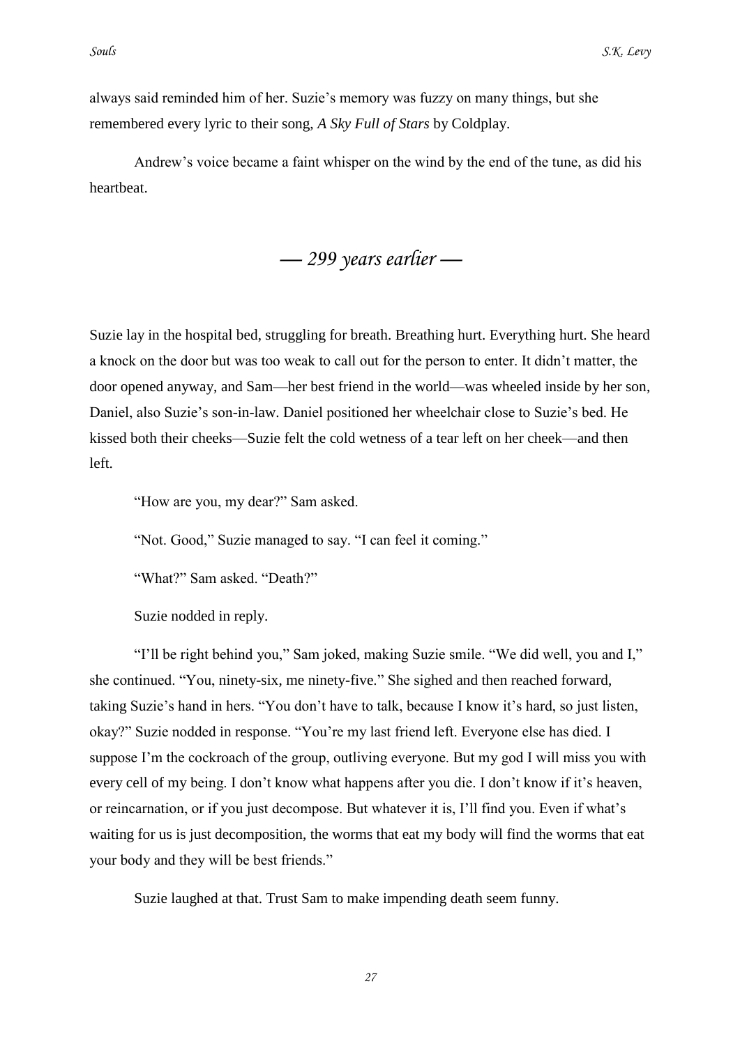always said reminded him of her. Suzie's memory was fuzzy on many things, but she remembered every lyric to their song, *A Sky Full of Stars* by Coldplay.

Andrew's voice became a faint whisper on the wind by the end of the tune, as did his heartbeat.

## *— 299 years earlier —*

Suzie lay in the hospital bed, struggling for breath. Breathing hurt. Everything hurt. She heard a knock on the door but was too weak to call out for the person to enter. It didn't matter, the door opened anyway, and Sam—her best friend in the world—was wheeled inside by her son, Daniel, also Suzie's son-in-law. Daniel positioned her wheelchair close to Suzie's bed. He kissed both their cheeks—Suzie felt the cold wetness of a tear left on her cheek—and then left.

"How are you, my dear?" Sam asked.

"Not. Good," Suzie managed to say. "I can feel it coming."

"What?" Sam asked. "Death?"

Suzie nodded in reply.

"I'll be right behind you," Sam joked, making Suzie smile. "We did well, you and I," she continued. "You, ninety-six, me ninety-five." She sighed and then reached forward, taking Suzie's hand in hers. "You don't have to talk, because I know it's hard, so just listen, okay?" Suzie nodded in response. "You're my last friend left. Everyone else has died. I suppose I'm the cockroach of the group, outliving everyone. But my god I will miss you with every cell of my being. I don't know what happens after you die. I don't know if it's heaven, or reincarnation, or if you just decompose. But whatever it is, I'll find you. Even if what's waiting for us is just decomposition, the worms that eat my body will find the worms that eat your body and they will be best friends."

Suzie laughed at that. Trust Sam to make impending death seem funny.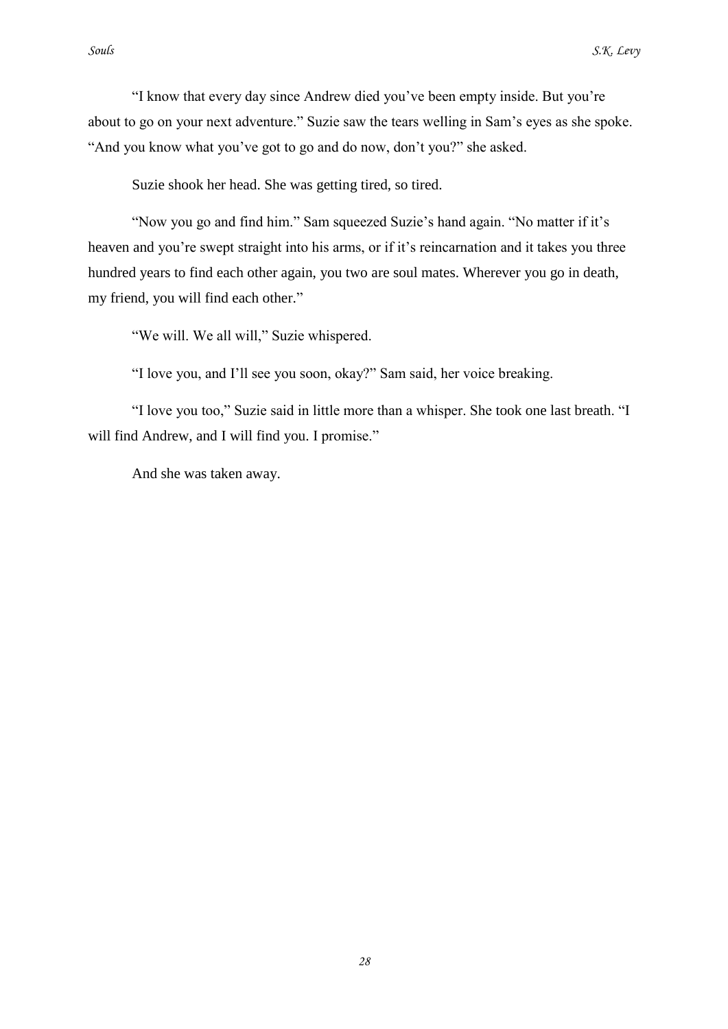"I know that every day since Andrew died you've been empty inside. But you're about to go on your next adventure." Suzie saw the tears welling in Sam's eyes as she spoke. "And you know what you've got to go and do now, don't you?" she asked.

Suzie shook her head. She was getting tired, so tired.

"Now you go and find him." Sam squeezed Suzie's hand again. "No matter if it's heaven and you're swept straight into his arms, or if it's reincarnation and it takes you three hundred years to find each other again, you two are soul mates. Wherever you go in death, my friend, you will find each other."

"We will. We all will," Suzie whispered.

"I love you, and I'll see you soon, okay?" Sam said, her voice breaking.

"I love you too," Suzie said in little more than a whisper. She took one last breath. "I will find Andrew, and I will find you. I promise."

And she was taken away.